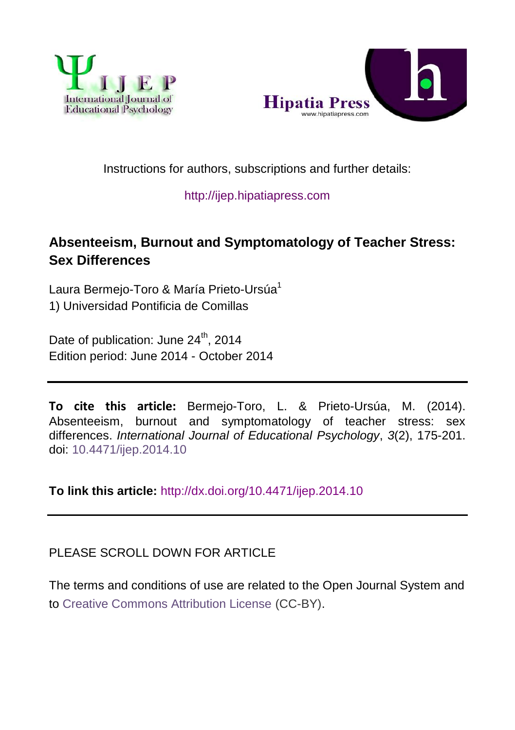Instructions for authors, subscriptions and further details:

http://ijep.hipatiapress.com

# Absenteeism, Burnout and Symptomatology of Teacher Stress: Sex Differences

Laura Bermejo-Toro & María Prieto-Ursúa[1]

1) Universidad Pontificia de Comillas

Date of publication: June 24th, 2014

Edition period: June 2014 - October 2014

---

**To cite this article:** Bermejo-Toro, L. & Prieto-Ursúa, M. (2014). Absenteeism, burnout and symptomatology of teacher stress: sex differences. *International Journal of Educational Psychology*, *3*(2), 175-201. doi: 10.4471/ijep.2014.10

**To link this article:** http://dx.doi.org/10.4471/ijep.2014.10

---

PLEASE SCROLL DOWN FOR ARTICLE

The terms and conditions of use are related to the Open Journal System and to Creative Commons Attribution License (CC-BY).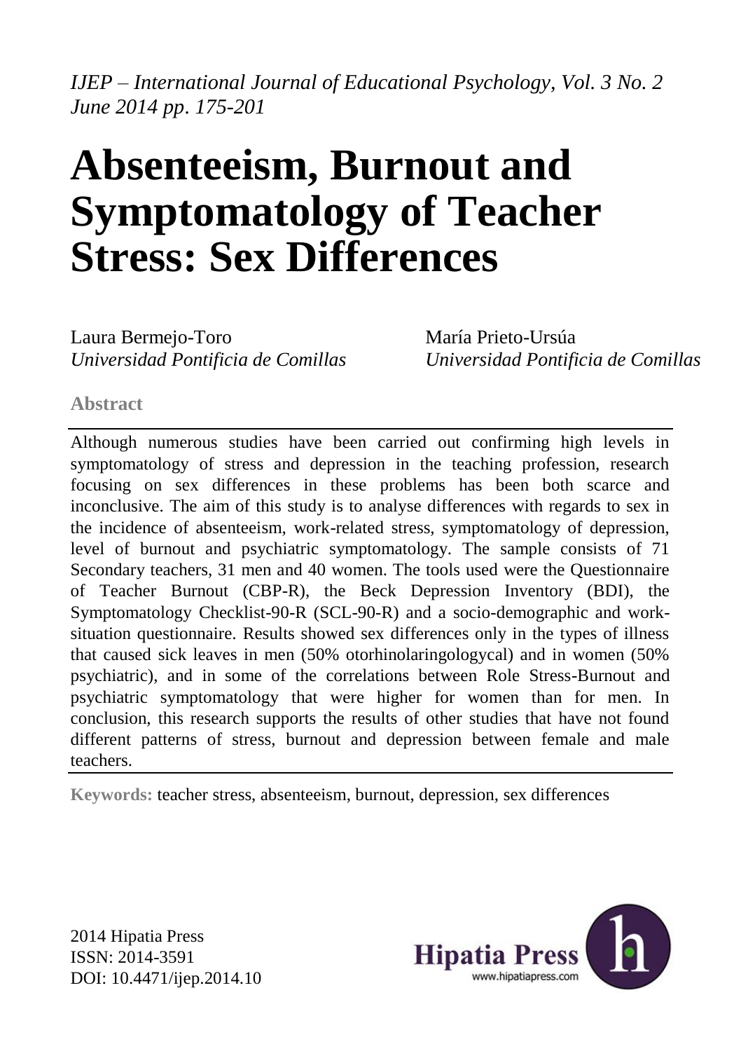*IJEP – International Journal of Educational Psychology, Vol. 3 No. 2 June 2014 pp. 175-201*

# Absenteeism, Burnout and Symptomatology of Teacher Stress: Sex Differences

Laura Bermejo-Toro
*Universidad Pontificia de Comillas*

María Prieto-Ursúa
*Universidad Pontificia de Comillas*

## Abstract

Although numerous studies have been carried out confirming high levels in symptomatology of stress and depression in the teaching profession, research focusing on sex differences in these problems has been both scarce and inconclusive. The aim of this study is to analyse differences with regards to sex in the incidence of absenteeism, work-related stress, symptomatology of depression, level of burnout and psychiatric symptomatology. The sample consists of 71 Secondary teachers, 31 men and 40 women. The tools used were the Questionnaire of Teacher Burnout (CBP-R), the Beck Depression Inventory (BDI), the Symptomatology Checklist-90-R (SCL-90-R) and a socio-demographic and work-situation questionnaire. Results showed sex differences only in the types of illness that caused sick leaves in men (50% otorhinolaringologycal) and in women (50% psychiatric), and in some of the correlations between Role Stress-Burnout and psychiatric symptomatology that were higher for women than for men. In conclusion, this research supports the results of other studies that have not found different patterns of stress, burnout and depression between female and male teachers.

**Keywords:** teacher stress, absenteeism, burnout, depression, sex differences

2014 Hipatia Press
ISSN: 2014-3591
DOI: 10.4471/ijep.2014.10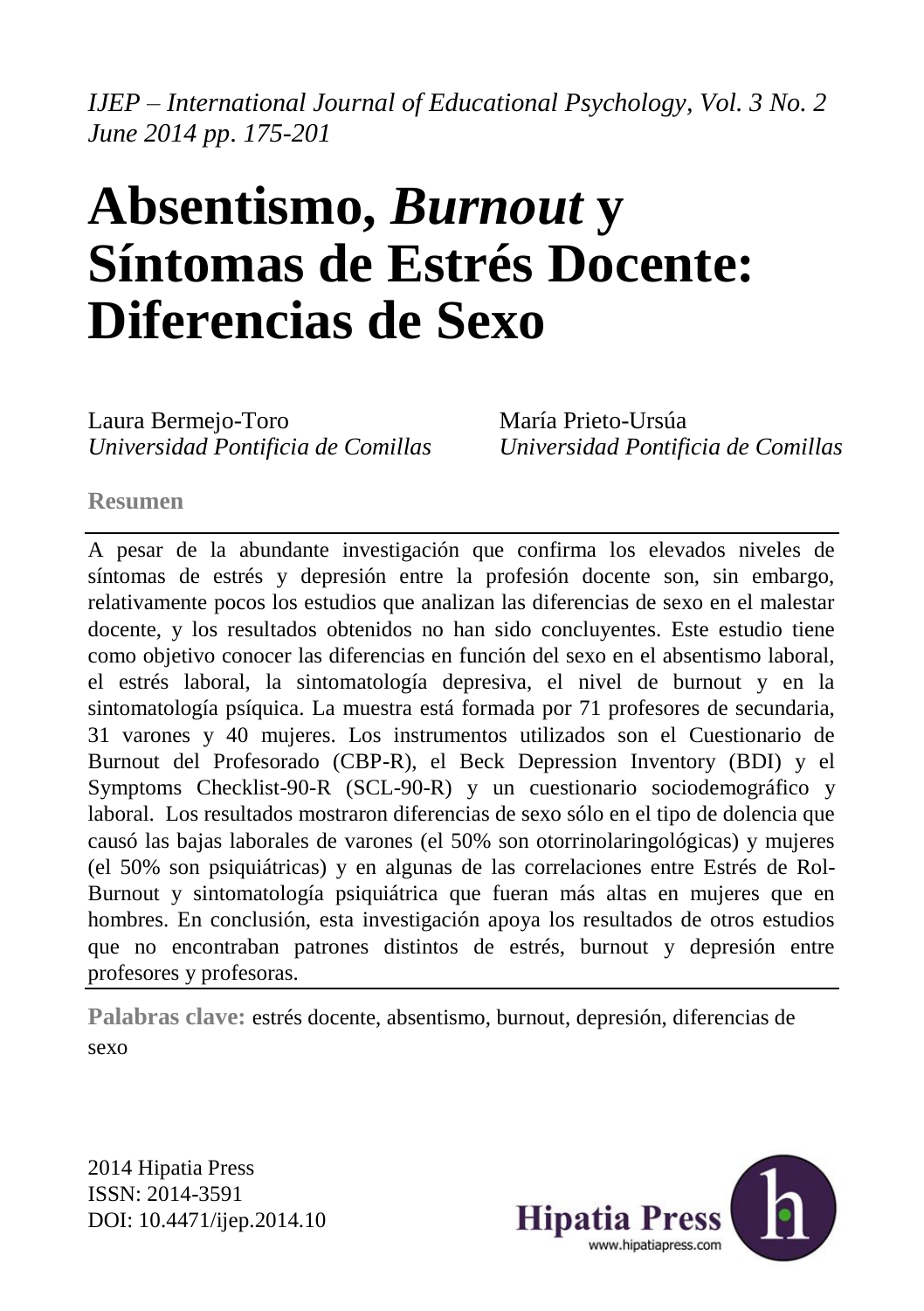*IJEP – International Journal of Educational Psychology, Vol. 3 No. 2 June 2014 pp. 175-201*

# Absentismo, *Burnout* y Síntomas de Estrés Docente: Diferencias de Sexo

Laura Bermejo-Toro
*Universidad Pontificia de Comillas*

María Prieto-Ursúa
*Universidad Pontificia de Comillas*

## Resumen

A pesar de la abundante investigación que confirma los elevados niveles de síntomas de estrés y depresión entre la profesión docente son, sin embargo, relativamente pocos los estudios que analizan las diferencias de sexo en el malestar docente, y los resultados obtenidos no han sido concluyentes. Este estudio tiene como objetivo conocer las diferencias en función del sexo en el absentismo laboral, el estrés laboral, la sintomatología depresiva, el nivel de burnout y en la sintomatología psíquica. La muestra está formada por 71 profesores de secundaria, 31 varones y 40 mujeres. Los instrumentos utilizados son el Cuestionario de Burnout del Profesorado (CBP-R), el Beck Depression Inventory (BDI) y el Symptoms Checklist-90-R (SCL-90-R) y un cuestionario sociodemográfico y laboral. Los resultados mostraron diferencias de sexo sólo en el tipo de dolencia que causó las bajas laborales de varones (el 50% son otorrinolaringológicas) y mujeres (el 50% son psiquiátricas) y en algunas de las correlaciones entre Estrés de Rol-Burnout y sintomatología psiquiátrica que fueran más altas en mujeres que en hombres. En conclusión, esta investigación apoya los resultados de otros estudios que no encontraban patrones distintos de estrés, burnout y depresión entre profesores y profesoras.

**Palabras clave:** estrés docente, absentismo, burnout, depresión, diferencias de sexo

2014 Hipatia Press
ISSN: 2014-3591
DOI: 10.4471/ijep.2014.10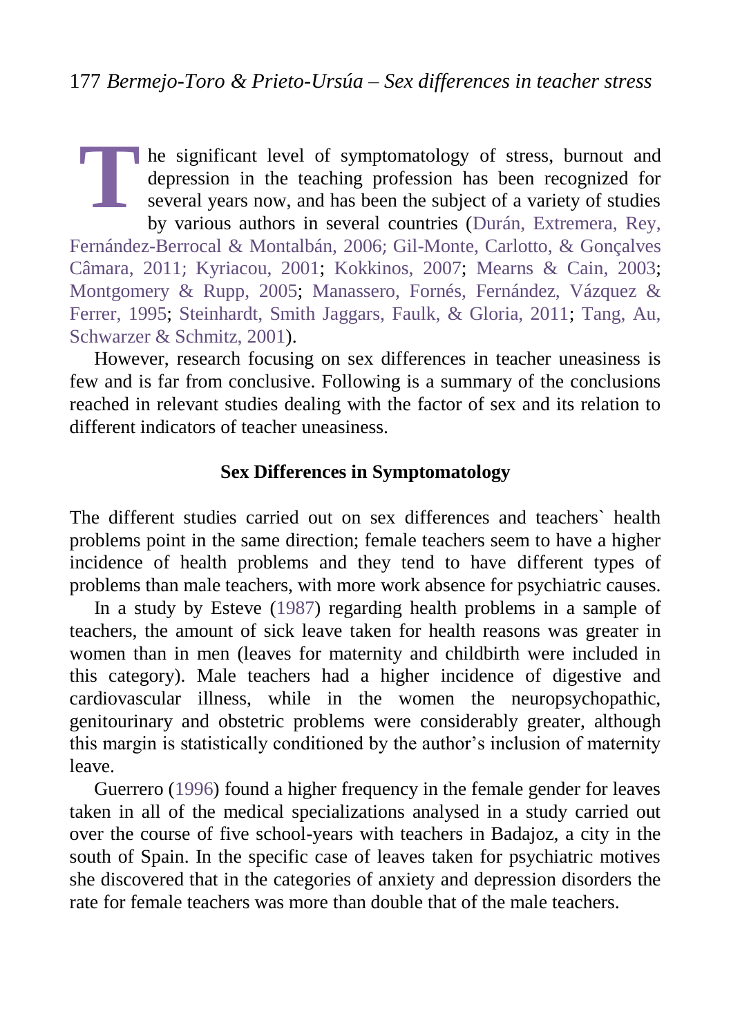The significant level of symptomatology of stress, burnout and depression in the teaching profession has been recognized for several years now, and has been the subject of a variety of studies by various authors in several countries (Durán, Extremera, Rey, Fernández-Berrocal & Montalbán, 2006; Gil-Monte, Carlotto, & Gonçalves Câmara, 2011; Kyriacou, 2001; Kokkinos, 2007; Mearns & Cain, 2003; Montgomery & Rupp, 2005; Manassero, Fornés, Fernández, Vázquez & Ferrer, 1995; Steinhardt, Smith Jaggars, Faulk, & Gloria, 2011; Tang, Au, Schwarzer & Schmitz, 2001).

However, research focusing on sex differences in teacher uneasiness is few and is far from conclusive. Following is a summary of the conclusions reached in relevant studies dealing with the factor of sex and its relation to different indicators of teacher uneasiness.

## Sex Differences in Symptomatology

The different studies carried out on sex differences and teachers` health problems point in the same direction; female teachers seem to have a higher incidence of health problems and they tend to have different types of problems than male teachers, with more work absence for psychiatric causes.

In a study by Esteve (1987) regarding health problems in a sample of teachers, the amount of sick leave taken for health reasons was greater in women than in men (leaves for maternity and childbirth were included in this category). Male teachers had a higher incidence of digestive and cardiovascular illness, while in the women the neuropsychopathic, genitourinary and obstetric problems were considerably greater, although this margin is statistically conditioned by the author's inclusion of maternity leave.

Guerrero (1996) found a higher frequency in the female gender for leaves taken in all of the medical specializations analysed in a study carried out over the course of five school-years with teachers in Badajoz, a city in the south of Spain. In the specific case of leaves taken for psychiatric motives she discovered that in the categories of anxiety and depression disorders the rate for female teachers was more than double that of the male teachers.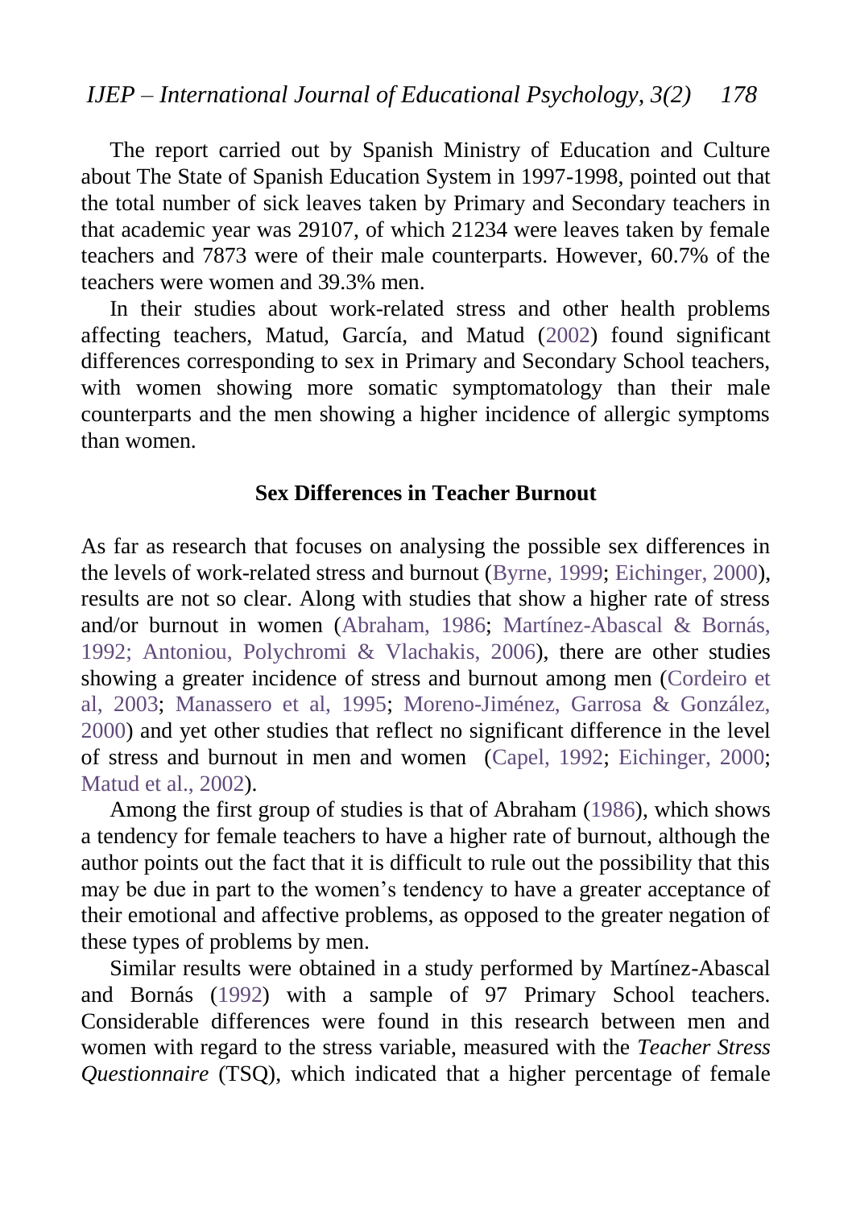The report carried out by Spanish Ministry of Education and Culture about The State of Spanish Education System in 1997-1998, pointed out that the total number of sick leaves taken by Primary and Secondary teachers in that academic year was 29107, of which 21234 were leaves taken by female teachers and 7873 were of their male counterparts. However, 60.7% of the teachers were women and 39.3% men.

In their studies about work-related stress and other health problems affecting teachers, Matud, García, and Matud (2002) found significant differences corresponding to sex in Primary and Secondary School teachers, with women showing more somatic symptomatology than their male counterparts and the men showing a higher incidence of allergic symptoms than women.

## Sex Differences in Teacher Burnout

As far as research that focuses on analysing the possible sex differences in the levels of work-related stress and burnout (Byrne, 1999; Eichinger, 2000), results are not so clear. Along with studies that show a higher rate of stress and/or burnout in women (Abraham, 1986; Martínez-Abascal & Bornás, 1992; Antoniou, Polychromi & Vlachakis, 2006), there are other studies showing a greater incidence of stress and burnout among men (Cordeiro et al, 2003; Manassero et al, 1995; Moreno-Jiménez, Garrosa & González, 2000) and yet other studies that reflect no significant difference in the level of stress and burnout in men and women (Capel, 1992; Eichinger, 2000; Matud et al., 2002).

Among the first group of studies is that of Abraham (1986), which shows a tendency for female teachers to have a higher rate of burnout, although the author points out the fact that it is difficult to rule out the possibility that this may be due in part to the women's tendency to have a greater acceptance of their emotional and affective problems, as opposed to the greater negation of these types of problems by men.

Similar results were obtained in a study performed by Martínez-Abascal and Bornás (1992) with a sample of 97 Primary School teachers. Considerable differences were found in this research between men and women with regard to the stress variable, measured with the *Teacher Stress Questionnaire* (TSQ), which indicated that a higher percentage of female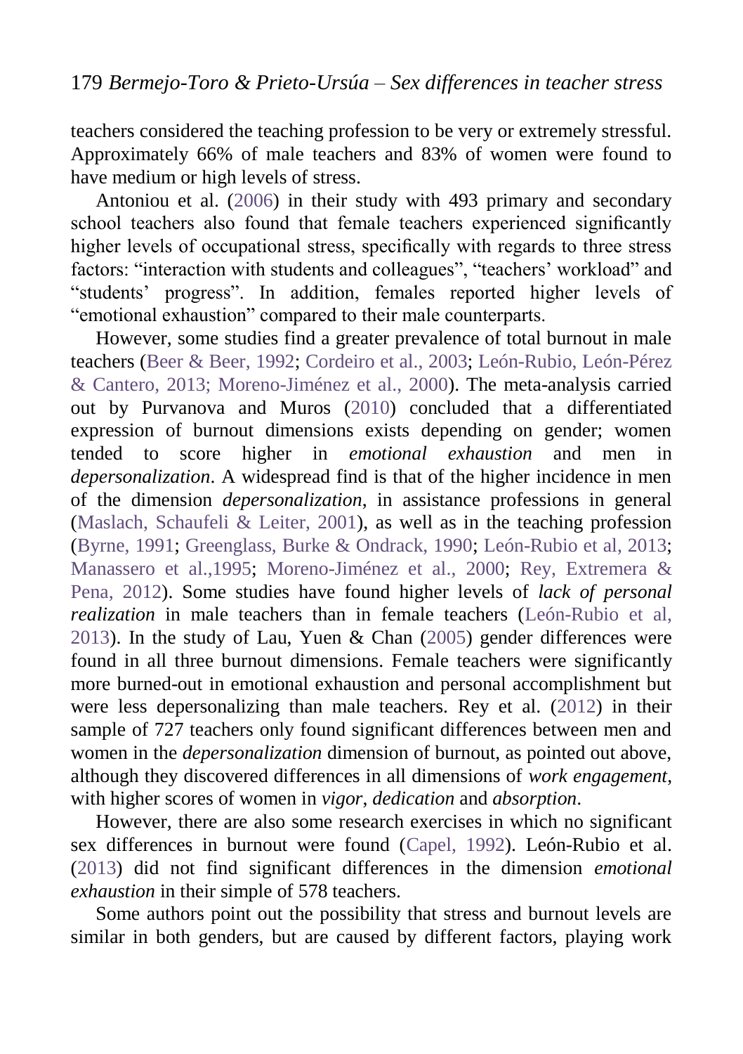teachers considered the teaching profession to be very or extremely stressful. Approximately 66% of male teachers and 83% of women were found to have medium or high levels of stress.

Antoniou et al. (2006) in their study with 493 primary and secondary school teachers also found that female teachers experienced significantly higher levels of occupational stress, specifically with regards to three stress factors: "interaction with students and colleagues", "teachers' workload" and "students' progress". In addition, females reported higher levels of "emotional exhaustion" compared to their male counterparts.

However, some studies find a greater prevalence of total burnout in male teachers (Beer & Beer, 1992; Cordeiro et al., 2003; León-Rubio, León-Pérez & Cantero, 2013; Moreno-Jiménez et al., 2000). The meta-analysis carried out by Purvanova and Muros (2010) concluded that a differentiated expression of burnout dimensions exists depending on gender; women tended to score higher in *emotional exhaustion* and men in *depersonalization*. A widespread find is that of the higher incidence in men of the dimension *depersonalization*, in assistance professions in general (Maslach, Schaufeli & Leiter, 2001), as well as in the teaching profession (Byrne, 1991; Greenglass, Burke & Ondrack, 1990; León-Rubio et al, 2013; Manassero et al.,1995; Moreno-Jiménez et al., 2000; Rey, Extremera & Pena, 2012). Some studies have found higher levels of *lack of personal realization* in male teachers than in female teachers (León-Rubio et al, 2013). In the study of Lau, Yuen & Chan (2005) gender differences were found in all three burnout dimensions. Female teachers were significantly more burned-out in emotional exhaustion and personal accomplishment but were less depersonalizing than male teachers. Rey et al. (2012) in their sample of 727 teachers only found significant differences between men and women in the *depersonalization* dimension of burnout, as pointed out above, although they discovered differences in all dimensions of *work engagement*, with higher scores of women in *vigor*, *dedication* and *absorption*.

However, there are also some research exercises in which no significant sex differences in burnout were found (Capel, 1992). León-Rubio et al. (2013) did not find significant differences in the dimension *emotional exhaustion* in their simple of 578 teachers.

Some authors point out the possibility that stress and burnout levels are similar in both genders, but are caused by different factors, playing work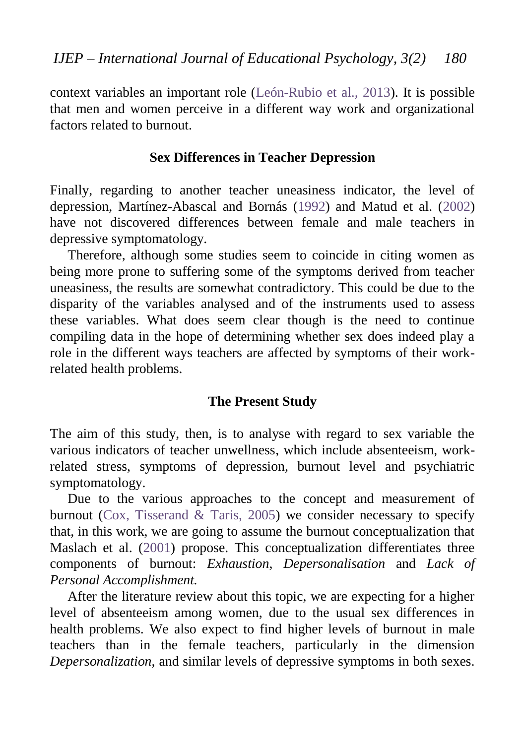context variables an important role (León-Rubio et al., 2013). It is possible that men and women perceive in a different way work and organizational factors related to burnout.

## Sex Differences in Teacher Depression

Finally, regarding to another teacher uneasiness indicator, the level of depression, Martínez-Abascal and Bornás (1992) and Matud et al. (2002) have not discovered differences between female and male teachers in depressive symptomatology.

Therefore, although some studies seem to coincide in citing women as being more prone to suffering some of the symptoms derived from teacher uneasiness, the results are somewhat contradictory. This could be due to the disparity of the variables analysed and of the instruments used to assess these variables. What does seem clear though is the need to continue compiling data in the hope of determining whether sex does indeed play a role in the different ways teachers are affected by symptoms of their work-related health problems.

## The Present Study

The aim of this study, then, is to analyse with regard to sex variable the various indicators of teacher unwellness, which include absenteeism, work-related stress, symptoms of depression, burnout level and psychiatric symptomatology.

Due to the various approaches to the concept and measurement of burnout (Cox, Tisserand & Taris, 2005) we consider necessary to specify that, in this work, we are going to assume the burnout conceptualization that Maslach et al. (2001) propose. This conceptualization differentiates three components of burnout: *Exhaustion*, *Depersonalisation* and *Lack of Personal Accomplishment.*

After the literature review about this topic, we are expecting for a higher level of absenteeism among women, due to the usual sex differences in health problems. We also expect to find higher levels of burnout in male teachers than in the female teachers, particularly in the dimension *Depersonalization*, and similar levels of depressive symptoms in both sexes.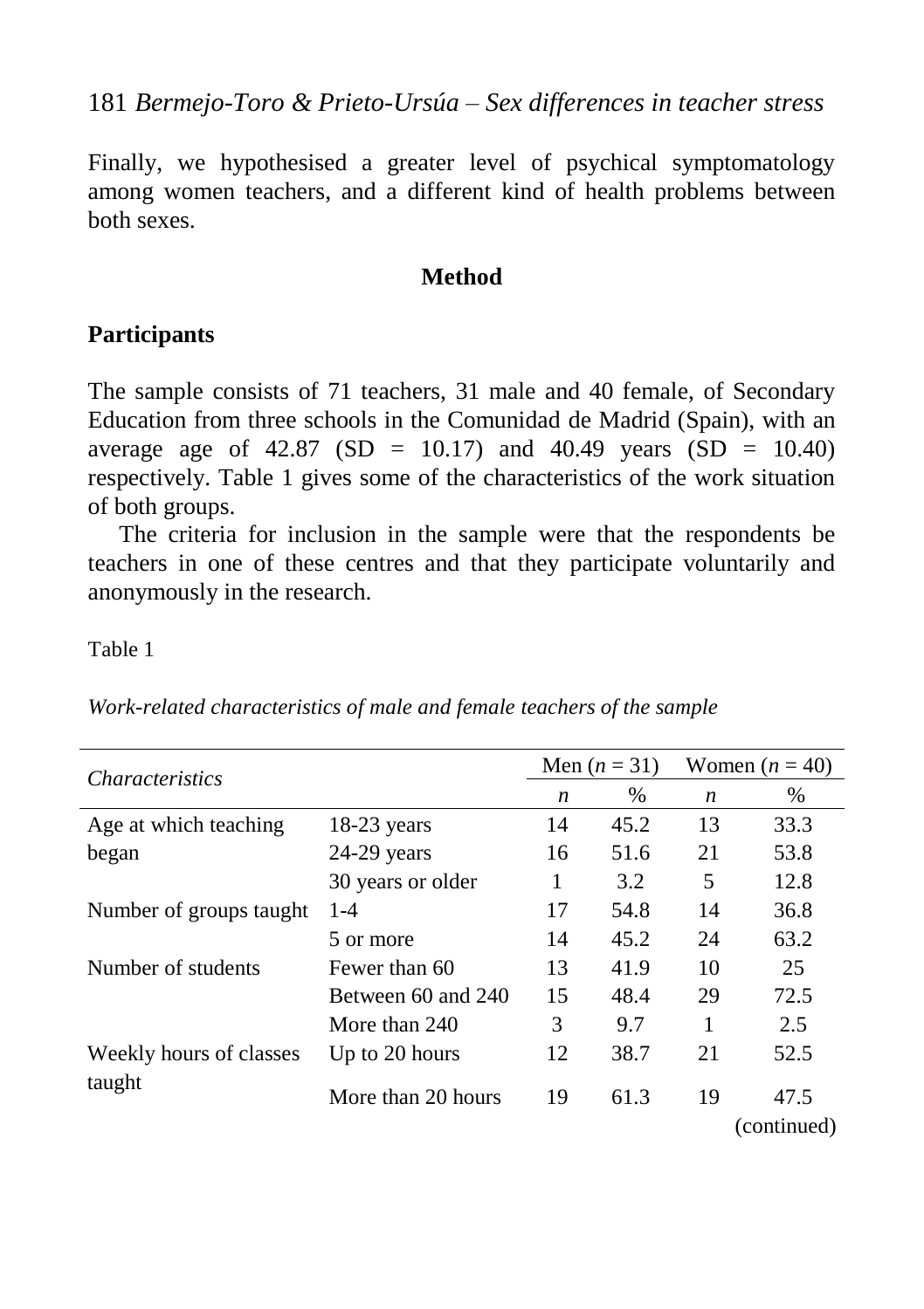Finally, we hypothesised a greater level of psychical symptomatology among women teachers, and a different kind of health problems between both sexes.

## Method

### Participants

The sample consists of 71 teachers, 31 male and 40 female, of Secondary Education from three schools in the Comunidad de Madrid (Spain), with an average age of 42.87 (SD = 10.17) and 40.49 years (SD = 10.40) respectively. Table 1 gives some of the characteristics of the work situation of both groups.

The criteria for inclusion in the sample were that the respondents be teachers in one of these centres and that they participate voluntarily and anonymously in the research.

Table 1

*Work-related characteristics of male and female teachers of the sample*

| *Characteristics* | | Men ($n$ = 31) | | Women ($n$ = 40) | |
|---|---|---|---|---|---|
| | | *n* | % | *n* | % |
| Age at which teaching began | 18-23 years | 14 | 45.2 | 13 | 33.3 |
| | 24-29 years | 16 | 51.6 | 21 | 53.8 |
| | 30 years or older | 1 | 3.2 | 5 | 12.8 |
| Number of groups taught | 1-4 | 17 | 54.8 | 14 | 36.8 |
| | 5 or more | 14 | 45.2 | 24 | 63.2 |
| Number of students | Fewer than 60 | 13 | 41.9 | 10 | 25 |
| | Between 60 and 240 | 15 | 48.4 | 29 | 72.5 |
| | More than 240 | 3 | 9.7 | 1 | 2.5 |
| Weekly hours of classes taught | Up to 20 hours | 12 | 38.7 | 21 | 52.5 |
| | More than 20 hours | 19 | 61.3 | 19 | 47.5 |

(continued)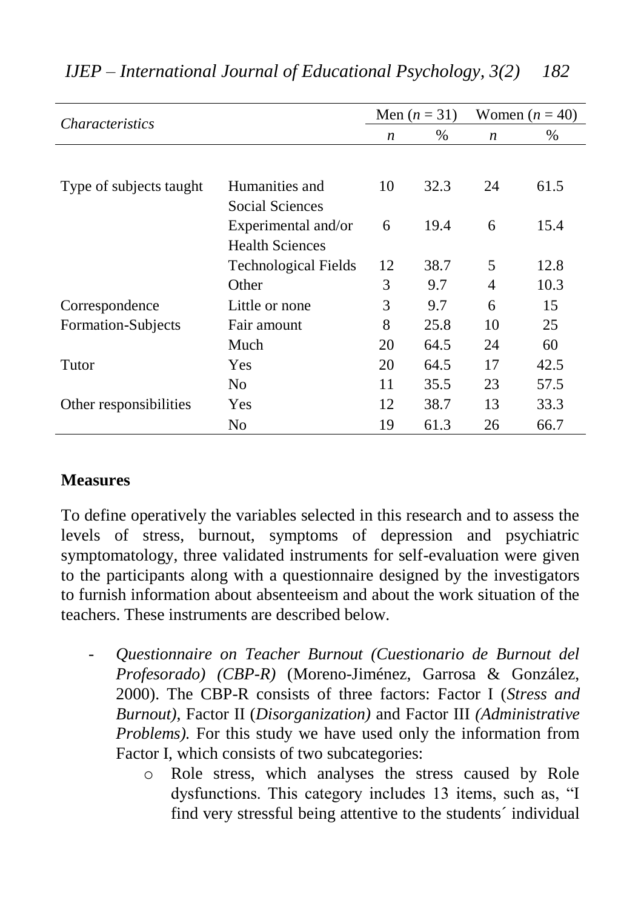| *Characteristics* | | Men ($n$ = 31) | | Women ($n$ = 40) | |
|---|---|---|---|---|---|
| | | *n* | % | *n* | % |
| Type of subjects taught | Humanities and Social Sciences | 10 | 32.3 | 24 | 61.5 |
| | Experimental and/or Health Sciences | 6 | 19.4 | 6 | 15.4 |
| | Technological Fields | 12 | 38.7 | 5 | 12.8 |
| | Other | 3 | 9.7 | 4 | 10.3 |
| Correspondence Formation-Subjects | Little or none | 3 | 9.7 | 6 | 15 |
| | Fair amount | 8 | 25.8 | 10 | 25 |
| | Much | 20 | 64.5 | 24 | 60 |
| Tutor | Yes | 20 | 64.5 | 17 | 42.5 |
| | No | 11 | 35.5 | 23 | 57.5 |
| Other responsibilities | Yes | 12 | 38.7 | 13 | 33.3 |
| | No | 19 | 61.3 | 26 | 66.7 |

### Measures

To define operatively the variables selected in this research and to assess the levels of stress, burnout, symptoms of depression and psychiatric symptomatology, three validated instruments for self-evaluation were given to the participants along with a questionnaire designed by the investigators to furnish information about absenteeism and about the work situation of the teachers. These instruments are described below.

- *Questionnaire on Teacher Burnout (Cuestionario de Burnout del Profesorado) (CBP-R)* (Moreno-Jiménez, Garrosa & González, 2000). The CBP-R consists of three factors: Factor I (*Stress and Burnout)*, Factor II (*Disorganization)* and Factor III *(Administrative Problems).* For this study we have used only the information from Factor I, which consists of two subcategories:
    - Role stress, which analyses the stress caused by Role dysfunctions. This category includes 13 items, such as, "I find very stressful being attentive to the students´ individual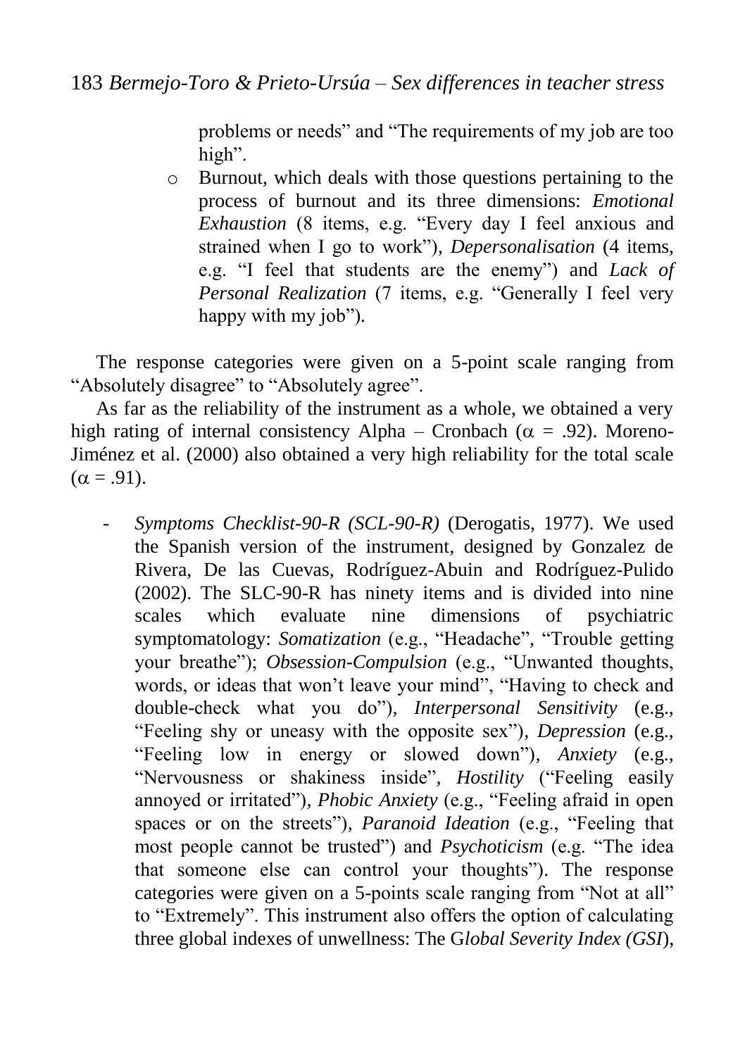problems or needs" and "The requirements of my job are too high".

- Burnout, which deals with those questions pertaining to the process of burnout and its three dimensions: *Emotional Exhaustion* (8 items, e.g. "Every day I feel anxious and strained when I go to work"), *Depersonalisation* (4 items, e.g. "I feel that students are the enemy") and *Lack of Personal Realization* (7 items, e.g. "Generally I feel very happy with my job").

The response categories were given on a 5-point scale ranging from "Absolutely disagree" to "Absolutely agree".

As far as the reliability of the instrument as a whole, we obtained a very high rating of internal consistency Alpha – Cronbach ($\alpha$ = .92). Moreno-Jiménez et al. (2000) also obtained a very high reliability for the total scale ($\alpha$ = .91).

- *Symptoms Checklist-90-R (SCL-90-R)* (Derogatis, 1977). We used the Spanish version of the instrument, designed by Gonzalez de Rivera, De las Cuevas, Rodríguez-Abuin and Rodríguez-Pulido (2002). The SLC-90-R has ninety items and is divided into nine scales which evaluate nine dimensions of psychiatric symptomatology: *Somatization* (e.g., "Headache", "Trouble getting your breathe"); *Obsession-Compulsion* (e.g., "Unwanted thoughts, words, or ideas that won't leave your mind", "Having to check and double-check what you do"), *Interpersonal Sensitivity* (e.g., "Feeling shy or uneasy with the opposite sex"), *Depression* (e.g., "Feeling low in energy or slowed down"), *Anxiety* (e.g., "Nervousness or shakiness inside", *Hostility* ("Feeling easily annoyed or irritated"), *Phobic Anxiety* (e.g., "Feeling afraid in open spaces or on the streets"), *Paranoid Ideation* (e.g., "Feeling that most people cannot be trusted") and *Psychoticism* (e.g. "The idea that someone else can control your thoughts"). The response categories were given on a 5-points scale ranging from "Not at all" to "Extremely". This instrument also offers the option of calculating three global indexes of unwellness: The G*lobal Severity Index (GSI*),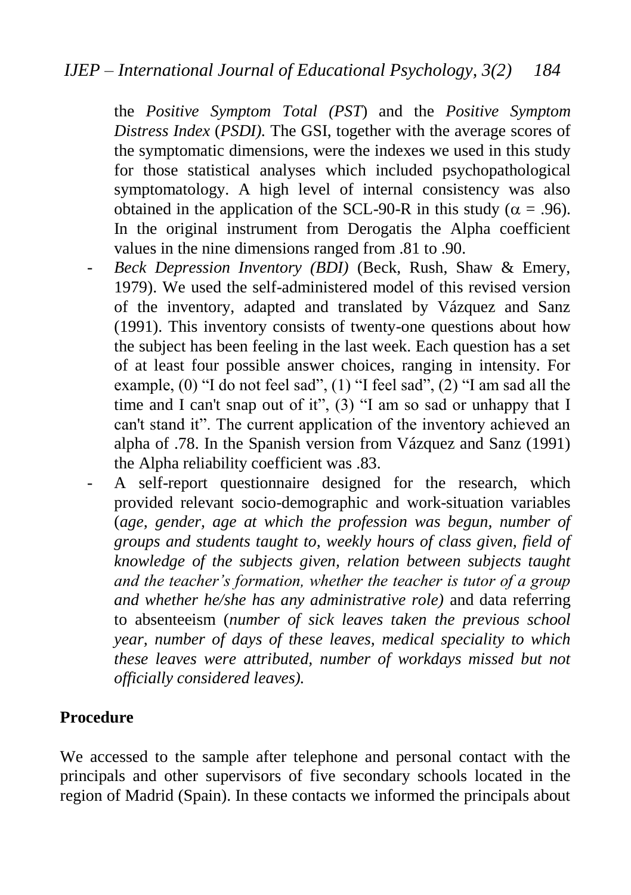the *Positive Symptom Total (PST*) and the *Positive Symptom Distress Index* (*PSDI).* The GSI, together with the average scores of the symptomatic dimensions, were the indexes we used in this study for those statistical analyses which included psychopathological symptomatology. A high level of internal consistency was also obtained in the application of the SCL-90-R in this study ($\alpha$ = .96). In the original instrument from Derogatis the Alpha coefficient values in the nine dimensions ranged from .81 to .90.

- *Beck Depression Inventory (BDI)* (Beck, Rush, Shaw & Emery, 1979). We used the self-administered model of this revised version of the inventory, adapted and translated by Vázquez and Sanz (1991). This inventory consists of twenty-one questions about how the subject has been feeling in the last week. Each question has a set of at least four possible answer choices, ranging in intensity. For example, (0) "I do not feel sad", (1) "I feel sad", (2) "I am sad all the time and I can't snap out of it", (3) "I am so sad or unhappy that I can't stand it". The current application of the inventory achieved an alpha of .78. In the Spanish version from Vázquez and Sanz (1991) the Alpha reliability coefficient was .83.
- A self-report questionnaire designed for the research, which provided relevant socio-demographic and work-situation variables (*age, gender, age at which the profession was begun, number of groups and students taught to, weekly hours of class given, field of knowledge of the subjects given, relation between subjects taught and the teacher's formation, whether the teacher is tutor of a group and whether he/she has any administrative role)* and data referring to absenteeism (*number of sick leaves taken the previous school year, number of days of these leaves, medical speciality to which these leaves were attributed, number of workdays missed but not officially considered leaves).*

## Procedure

We accessed to the sample after telephone and personal contact with the principals and other supervisors of five secondary schools located in the region of Madrid (Spain). In these contacts we informed the principals about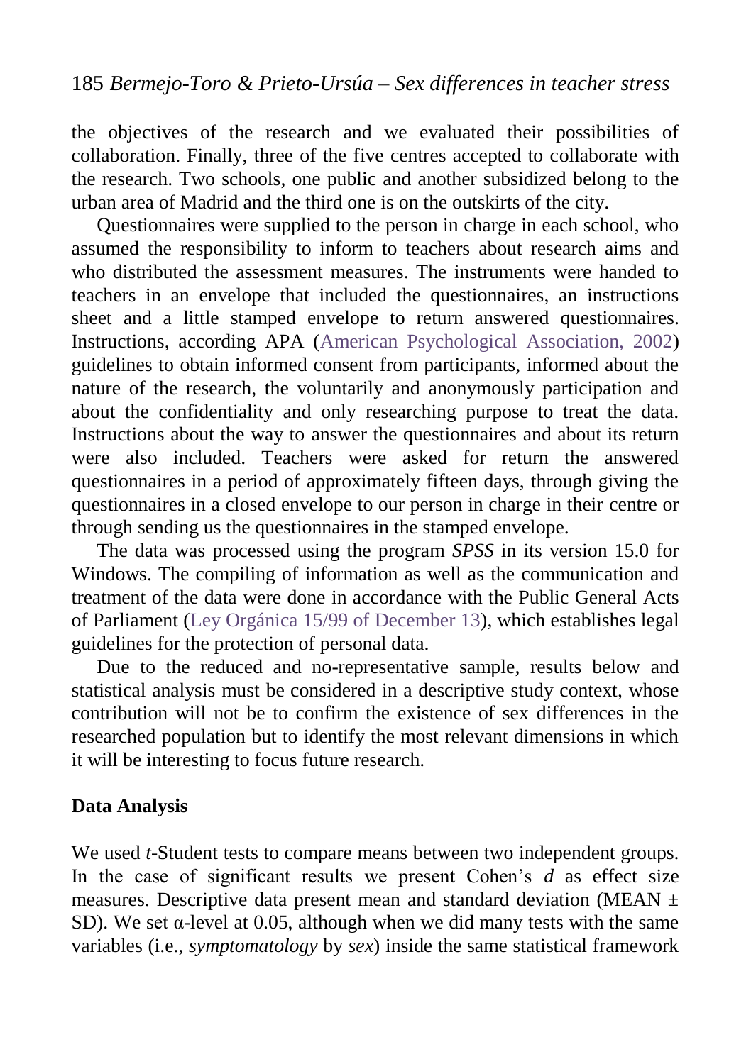the objectives of the research and we evaluated their possibilities of collaboration. Finally, three of the five centres accepted to collaborate with the research. Two schools, one public and another subsidized belong to the urban area of Madrid and the third one is on the outskirts of the city.

Questionnaires were supplied to the person in charge in each school, who assumed the responsibility to inform to teachers about research aims and who distributed the assessment measures. The instruments were handed to teachers in an envelope that included the questionnaires, an instructions sheet and a little stamped envelope to return answered questionnaires. Instructions, according APA (American Psychological Association, 2002) guidelines to obtain informed consent from participants, informed about the nature of the research, the voluntarily and anonymously participation and about the confidentiality and only researching purpose to treat the data. Instructions about the way to answer the questionnaires and about its return were also included. Teachers were asked for return the answered questionnaires in a period of approximately fifteen days, through giving the questionnaires in a closed envelope to our person in charge in their centre or through sending us the questionnaires in the stamped envelope.

The data was processed using the program *SPSS* in its version 15.0 for Windows. The compiling of information as well as the communication and treatment of the data were done in accordance with the Public General Acts of Parliament (Ley Orgánica 15/99 of December 13), which establishes legal guidelines for the protection of personal data.

Due to the reduced and no-representative sample, results below and statistical analysis must be considered in a descriptive study context, whose contribution will not be to confirm the existence of sex differences in the researched population but to identify the most relevant dimensions in which it will be interesting to focus future research.

**Data Analysis**

We used *t*-Student tests to compare means between two independent groups. In the case of significant results we present Cohen's *d* as effect size measures. Descriptive data present mean and standard deviation (MEAN ± SD). We set α-level at 0.05, although when we did many tests with the same variables (i.e., *symptomatology* by *sex*) inside the same statistical framework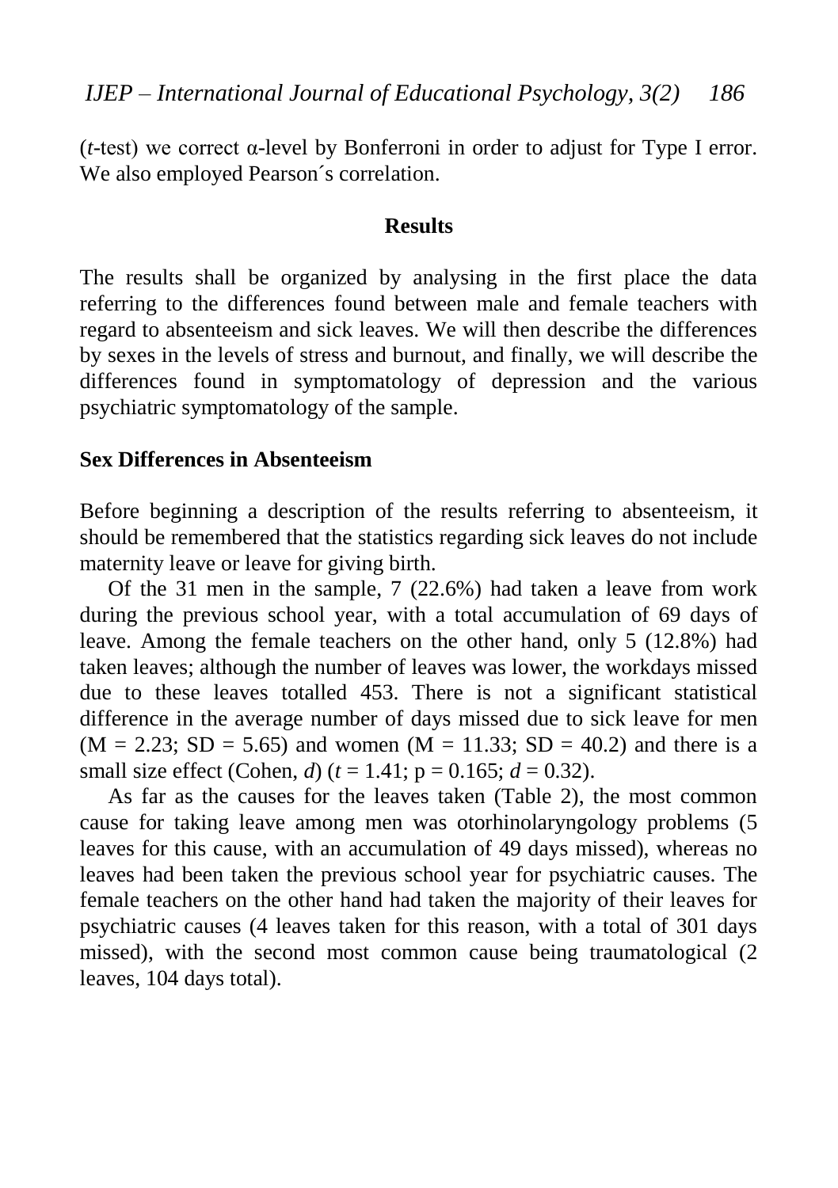(*t*-test) we correct α-level by Bonferroni in order to adjust for Type I error. We also employed Pearson´s correlation.

## Results

The results shall be organized by analysing in the first place the data referring to the differences found between male and female teachers with regard to absenteeism and sick leaves. We will then describe the differences by sexes in the levels of stress and burnout, and finally, we will describe the differences found in symptomatology of depression and the various psychiatric symptomatology of the sample.

### Sex Differences in Absenteeism

Before beginning a description of the results referring to absenteeism, it should be remembered that the statistics regarding sick leaves do not include maternity leave or leave for giving birth.

Of the 31 men in the sample, 7 (22.6%) had taken a leave from work during the previous school year, with a total accumulation of 69 days of leave. Among the female teachers on the other hand, only 5 (12.8%) had taken leaves; although the number of leaves was lower, the workdays missed due to these leaves totalled 453. There is not a significant statistical difference in the average number of days missed due to sick leave for men ($M = 2.23$; $SD = 5.65$) and women ($M = 11.33$; $SD = 40.2$) and there is a small size effect (Cohen, *d*) ($t = 1.41$; $p = 0.165$; $d = 0.32$).

As far as the causes for the leaves taken (Table 2), the most common cause for taking leave among men was otorhinolaryngology problems (5 leaves for this cause, with an accumulation of 49 days missed), whereas no leaves had been taken the previous school year for psychiatric causes. The female teachers on the other hand had taken the majority of their leaves for psychiatric causes (4 leaves taken for this reason, with a total of 301 days missed), with the second most common cause being traumatological (2 leaves, 104 days total).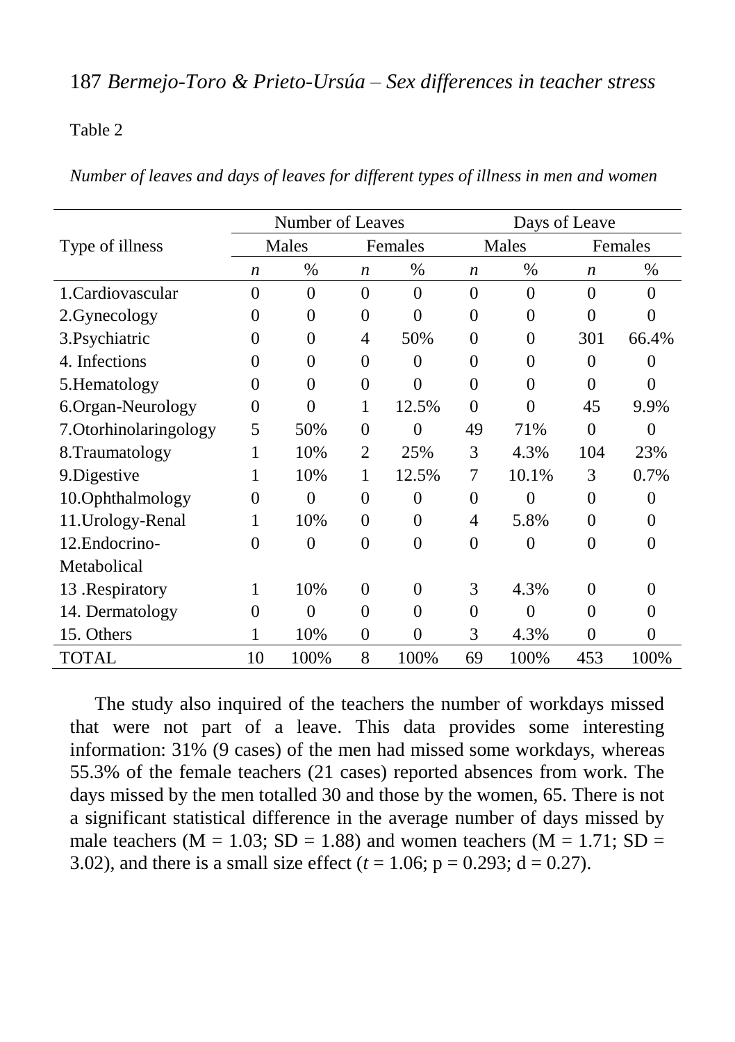Table 2

*Number of leaves and days of leaves for different types of illness in men and women*

| Type of illness | Number of Leaves | | | | Days of Leave | | | |
|---|---|---|---|---|---|---|---|---|
| | Males | | Females | | Males | | Females | |
| | *n* | % | *n* | % | *n* | % | *n* | % |
| 1.Cardiovascular | 0 | 0 | 0 | 0 | 0 | 0 | 0 | 0 |
| 2.Gynecology | 0 | 0 | 0 | 0 | 0 | 0 | 0 | 0 |
| 3.Psychiatric | 0 | 0 | 4 | 50% | 0 | 0 | 301 | 66.4% |
| 4. Infections | 0 | 0 | 0 | 0 | 0 | 0 | 0 | 0 |
| 5.Hematology | 0 | 0 | 0 | 0 | 0 | 0 | 0 | 0 |
| 6.Organ-Neurology | 0 | 0 | 1 | 12.5% | 0 | 0 | 45 | 9.9% |
| 7.Otorhinolaringology | 5 | 50% | 0 | 0 | 49 | 71% | 0 | 0 |
| 8.Traumatology | 1 | 10% | 2 | 25% | 3 | 4.3% | 104 | 23% |
| 9.Digestive | 1 | 10% | 1 | 12.5% | 7 | 10.1% | 3 | 0.7% |
| 10.Ophthalmology | 0 | 0 | 0 | 0 | 0 | 0 | 0 | 0 |
| 11.Urology-Renal | 1 | 10% | 0 | 0 | 4 | 5.8% | 0 | 0 |
| 12.Endocrino-Metabolical | 0 | 0 | 0 | 0 | 0 | 0 | 0 | 0 |
| 13 .Respiratory | 1 | 10% | 0 | 0 | 3 | 4.3% | 0 | 0 |
| 14. Dermatology | 0 | 0 | 0 | 0 | 0 | 0 | 0 | 0 |
| 15. Others | 1 | 10% | 0 | 0 | 3 | 4.3% | 0 | 0 |
| TOTAL | 10 | 100% | 8 | 100% | 69 | 100% | 453 | 100% |

The study also inquired of the teachers the number of workdays missed that were not part of a leave. This data provides some interesting information: 31% (9 cases) of the men had missed some workdays, whereas 55.3% of the female teachers (21 cases) reported absences from work. The days missed by the men totalled 30 and those by the women, 65. There is not a significant statistical difference in the average number of days missed by male teachers ($M = 1.03$; $SD = 1.88$) and women teachers ($M = 1.71$; $SD = 3.02$), and there is a small size effect ($t = 1.06$; $p = 0.293$; $d = 0.27$).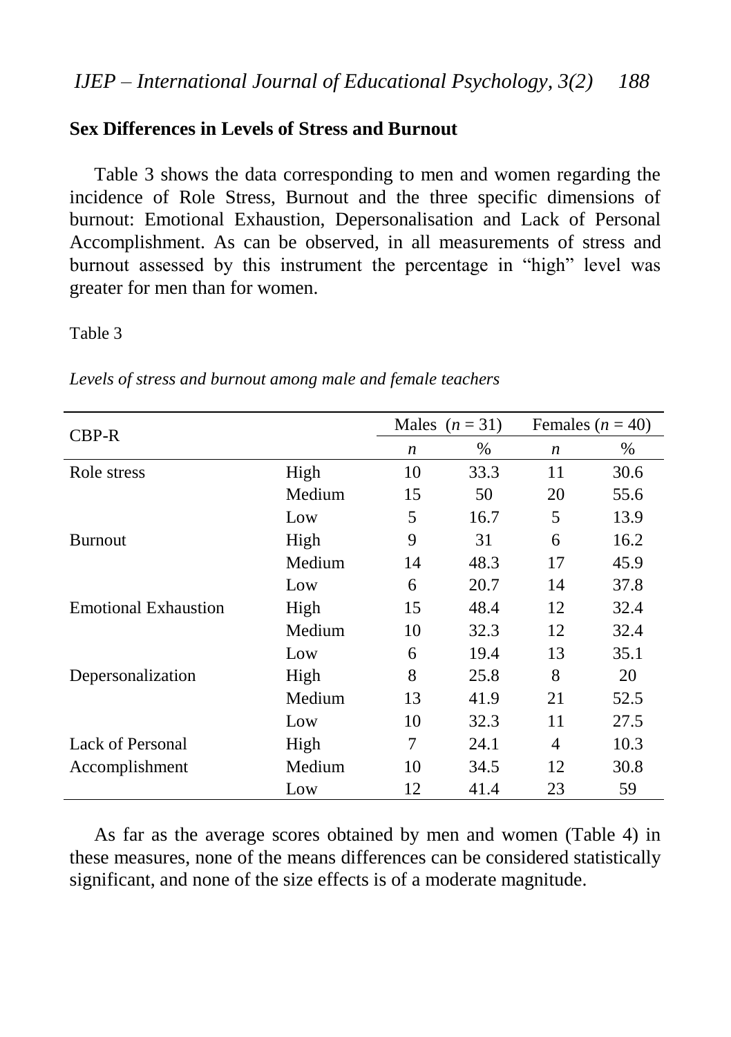## Sex Differences in Levels of Stress and Burnout

Table 3 shows the data corresponding to men and women regarding the incidence of Role Stress, Burnout and the three specific dimensions of burnout: Emotional Exhaustion, Depersonalisation and Lack of Personal Accomplishment. As can be observed, in all measurements of stress and burnout assessed by this instrument the percentage in "high" level was greater for men than for women.

Table 3

*Levels of stress and burnout among male and female teachers*

| CBP-R | | Males ($n$ = 31) | | Females ($n$ = 40) | |
|---|---|---|---|---|---|
| | | $n$ | % | $n$ | % |
| Role stress | High | 10 | 33.3 | 11 | 30.6 |
| | Medium | 15 | 50 | 20 | 55.6 |
| | Low | 5 | 16.7 | 5 | 13.9 |
| Burnout | High | 9 | 31 | 6 | 16.2 |
| | Medium | 14 | 48.3 | 17 | 45.9 |
| | Low | 6 | 20.7 | 14 | 37.8 |
| Emotional Exhaustion | High | 15 | 48.4 | 12 | 32.4 |
| | Medium | 10 | 32.3 | 12 | 32.4 |
| | Low | 6 | 19.4 | 13 | 35.1 |
| Depersonalization | High | 8 | 25.8 | 8 | 20 |
| | Medium | 13 | 41.9 | 21 | 52.5 |
| | Low | 10 | 32.3 | 11 | 27.5 |
| Lack of Personal Accomplishment | High | 7 | 24.1 | 4 | 10.3 |
| | Medium | 10 | 34.5 | 12 | 30.8 |
| | Low | 12 | 41.4 | 23 | 59 |

As far as the average scores obtained by men and women (Table 4) in these measures, none of the means differences can be considered statistically significant, and none of the size effects is of a moderate magnitude.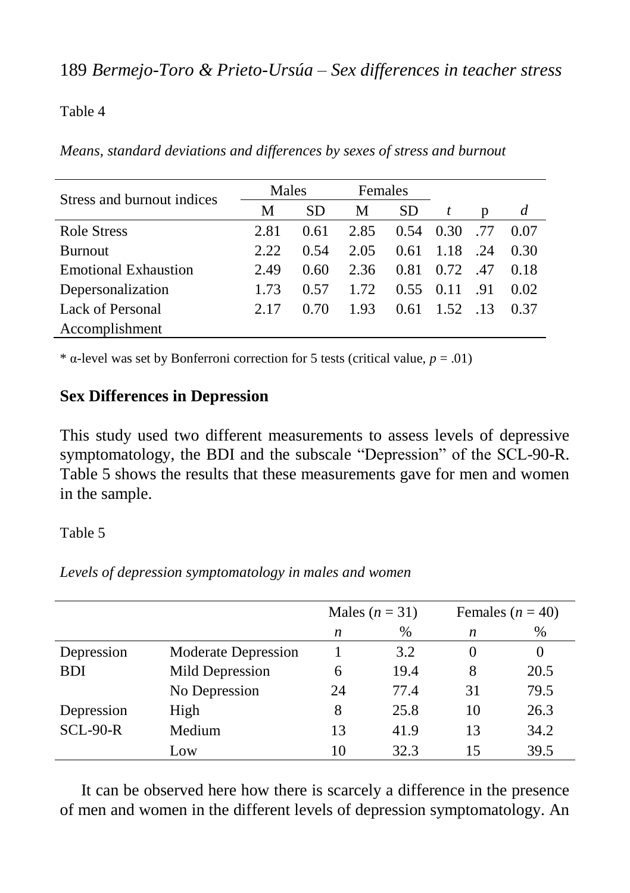Table 4

*Means, standard deviations and differences by sexes of stress and burnout*

| Stress and burnout indices | Males | | Females | | | | |
|---|---|---|---|---|---|---|---|
| | M | SD | M | SD | *t* | p | *d* |
| Role Stress | 2.81 | 0.61 | 2.85 | 0.54 | 0.30 | .77 | 0.07 |
| Burnout | 2.22 | 0.54 | 2.05 | 0.61 | 1.18 | .24 | 0.30 |
| Emotional Exhaustion | 2.49 | 0.60 | 2.36 | 0.81 | 0.72 | .47 | 0.18 |
| Depersonalization | 1.73 | 0.57 | 1.72 | 0.55 | 0.11 | .91 | 0.02 |
| Lack of Personal Accomplishment | 2.17 | 0.70 | 1.93 | 0.61 | 1.52 | .13 | 0.37 |

* α-level was set by Bonferroni correction for 5 tests (critical value, $p = .01$)

## Sex Differences in Depression

This study used two different measurements to assess levels of depressive symptomatology, the BDI and the subscale "Depression" of the SCL-90-R. Table 5 shows the results that these measurements gave for men and women in the sample.

Table 5

*Levels of depression symptomatology in males and women*

| | | Males ($n$ = 31) | | Females ($n$ = 40) | |
|---|---|---|---|---|---|
| | | *n* | % | *n* | % |
| Depression BDI | Moderate Depression | 1 | 3.2 | 0 | 0 |
| | Mild Depression | 6 | 19.4 | 8 | 20.5 |
| | No Depression | 24 | 77.4 | 31 | 79.5 |
| Depression SCL-90-R | High | 8 | 25.8 | 10 | 26.3 |
| | Medium | 13 | 41.9 | 13 | 34.2 |
| | Low | 10 | 32.3 | 15 | 39.5 |

It can be observed here how there is scarcely a difference in the presence of men and women in the different levels of depression symptomatology. An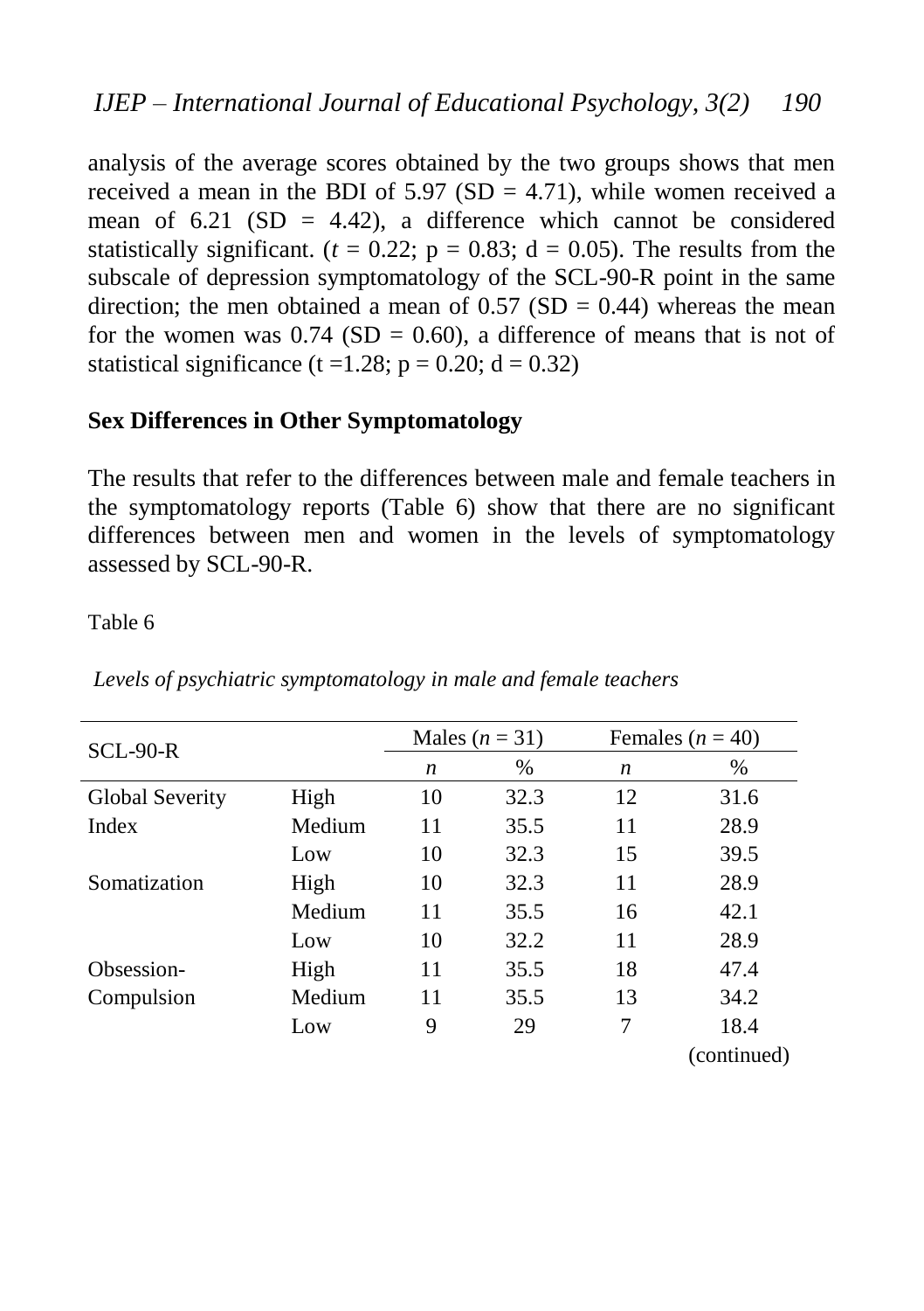analysis of the average scores obtained by the two groups shows that men received a mean in the BDI of 5.97 (SD = 4.71), while women received a mean of 6.21 (SD = 4.42), a difference which cannot be considered statistically significant. ($t = 0.22$; $p = 0.83$; $d = 0.05$). The results from the subscale of depression symptomatology of the SCL-90-R point in the same direction; the men obtained a mean of 0.57 (SD = 0.44) whereas the mean for the women was 0.74 (SD = 0.60), a difference of means that is not of statistical significance ($t = 1.28$; $p = 0.20$; $d = 0.32$)

## Sex Differences in Other Symptomatology

The results that refer to the differences between male and female teachers in the symptomatology reports (Table 6) show that there are no significant differences between men and women in the levels of symptomatology assessed by SCL-90-R.

Table 6

*Levels of psychiatric symptomatology in male and female teachers*

| SCL-90-R | | Males ($n$ = 31) | | Females ($n$ = 40) | |
|---|---|---|---|---|---|
| | | *n* | % | *n* | % |
| Global Severity Index | High | 10 | 32.3 | 12 | 31.6 |
| | Medium | 11 | 35.5 | 11 | 28.9 |
| | Low | 10 | 32.3 | 15 | 39.5 |
| Somatization | High | 10 | 32.3 | 11 | 28.9 |
| | Medium | 11 | 35.5 | 16 | 42.1 |
| | Low | 10 | 32.2 | 11 | 28.9 |
| Obsession-Compulsion | High | 11 | 35.5 | 18 | 47.4 |
| | Medium | 11 | 35.5 | 13 | 34.2 |
| | Low | 9 | 29 | 7 | 18.4 |

(continued)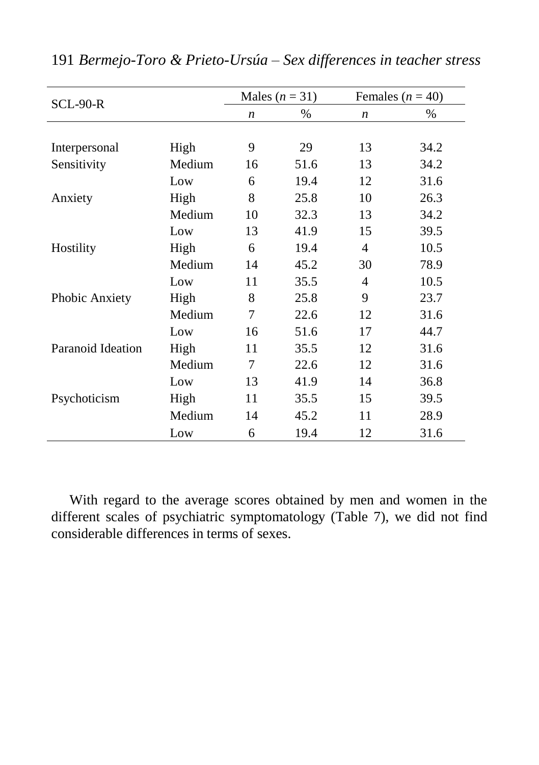| SCL-90-R | | Males ($n$ = 31) | | Females ($n$ = 40) | |
|---|---|---|---|---|---|
| | | $n$ | % | $n$ | % |
| Interpersonal | High | 9 | 29 | 13 | 34.2 |
| Sensitivity | Medium | 16 | 51.6 | 13 | 34.2 |
| | Low | 6 | 19.4 | 12 | 31.6 |
| Anxiety | High | 8 | 25.8 | 10 | 26.3 |
| | Medium | 10 | 32.3 | 13 | 34.2 |
| | Low | 13 | 41.9 | 15 | 39.5 |
| Hostility | High | 6 | 19.4 | 4 | 10.5 |
| | Medium | 14 | 45.2 | 30 | 78.9 |
| | Low | 11 | 35.5 | 4 | 10.5 |
| Phobic Anxiety | High | 8 | 25.8 | 9 | 23.7 |
| | Medium | 7 | 22.6 | 12 | 31.6 |
| | Low | 16 | 51.6 | 17 | 44.7 |
| Paranoid Ideation | High | 11 | 35.5 | 12 | 31.6 |
| | Medium | 7 | 22.6 | 12 | 31.6 |
| | Low | 13 | 41.9 | 14 | 36.8 |
| Psychoticism | High | 11 | 35.5 | 15 | 39.5 |
| | Medium | 14 | 45.2 | 11 | 28.9 |
| | Low | 6 | 19.4 | 12 | 31.6 |

With regard to the average scores obtained by men and women in the different scales of psychiatric symptomatology (Table 7), we did not find considerable differences in terms of sexes.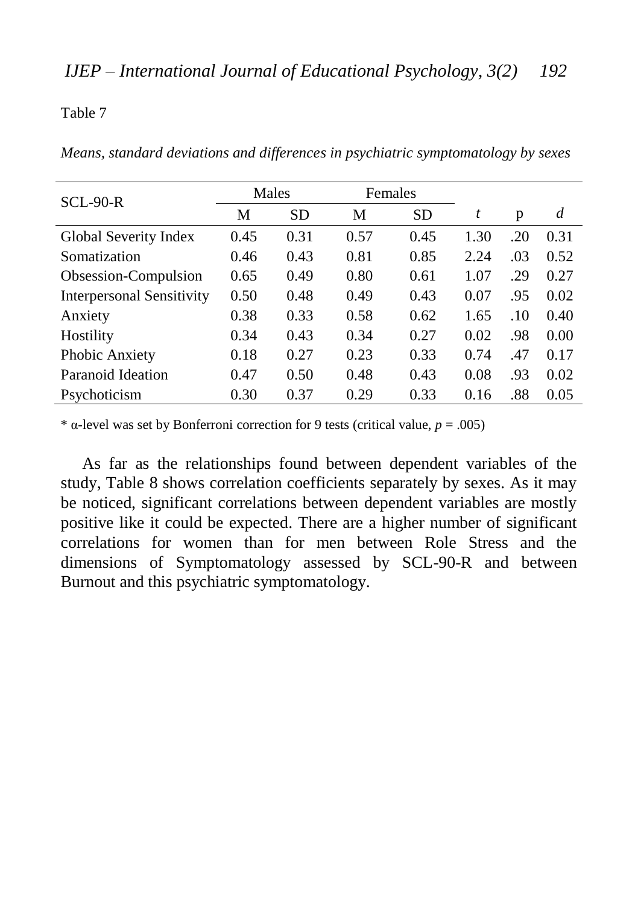Table 7

*Means, standard deviations and differences in psychiatric symptomatology by sexes*

| SCL-90-R | Males | | Females | | | | |
|---|---|---|---|---|---|---|---|
| | M | SD | M | SD | *t* | p | *d* |
| Global Severity Index | 0.45 | 0.31 | 0.57 | 0.45 | 1.30 | .20 | 0.31 |
| Somatization | 0.46 | 0.43 | 0.81 | 0.85 | 2.24 | .03 | 0.52 |
| Obsession-Compulsion | 0.65 | 0.49 | 0.80 | 0.61 | 1.07 | .29 | 0.27 |
| Interpersonal Sensitivity | 0.50 | 0.48 | 0.49 | 0.43 | 0.07 | .95 | 0.02 |
| Anxiety | 0.38 | 0.33 | 0.58 | 0.62 | 1.65 | .10 | 0.40 |
| Hostility | 0.34 | 0.43 | 0.34 | 0.27 | 0.02 | .98 | 0.00 |
| Phobic Anxiety | 0.18 | 0.27 | 0.23 | 0.33 | 0.74 | .47 | 0.17 |
| Paranoid Ideation | 0.47 | 0.50 | 0.48 | 0.43 | 0.08 | .93 | 0.02 |
| Psychoticism | 0.30 | 0.37 | 0.29 | 0.33 | 0.16 | .88 | 0.05 |

\* α-level was set by Bonferroni correction for 9 tests (critical value, $p = .005$)

As far as the relationships found between dependent variables of the study, Table 8 shows correlation coefficients separately by sexes. As it may be noticed, significant correlations between dependent variables are mostly positive like it could be expected. There are a higher number of significant correlations for women than for men between Role Stress and the dimensions of Symptomatology assessed by SCL-90-R and between Burnout and this psychiatric symptomatology.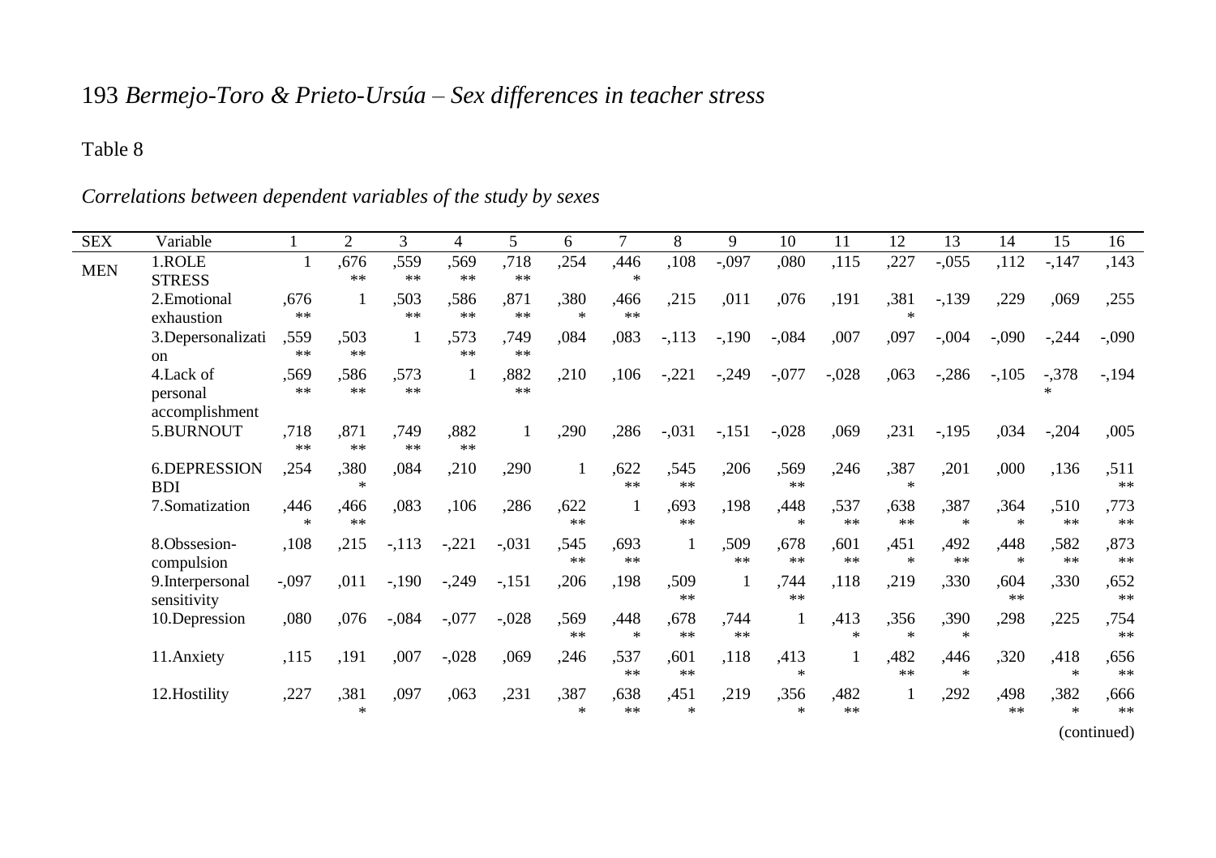Table 8

*Correlations between dependent variables of the study by sexes*

| SEX | Variable | 1 | 2 | 3 | 4 | 5 | 6 | 7 | 8 | 9 | 10 | 11 | 12 | 13 | 14 | 15 | 16 |
|---|---|---|---|---|---|---|---|---|---|---|---|---|---|---|---|---|---|
| MEN | 1.ROLE STRESS | 1 | ,676** | ,559** | ,569** | ,718** | ,254 | ,446* | ,108 | -,097 | ,080 | ,115 | ,227 | -,055 | ,112 | -,147 | ,143 |
| | 2.Emotional exhaustion | ,676** | 1 | ,503** | ,586** | ,871** | ,380* | ,466** | ,215 | ,011 | ,076 | ,191 | ,381* | -,139 | ,229 | ,069 | ,255 |
| | 3.Depersonalization | ,559** | ,503** | 1 | ,573** | ,749** | ,084 | ,083 | -,113 | -,190 | -,084 | ,007 | ,097 | -,004 | -,090 | -,244 | -,090 |
| | 4.Lack of personal accomplishment | ,569** | ,586** | ,573** | 1 | ,882** | ,210 | ,106 | -,221 | -,249 | -,077 | -,028 | ,063 | -,286 | -,105 | -,378* | -,194 |
| | 5.BURNOUT | ,718** | ,871** | ,749** | ,882** | 1 | ,290 | ,286 | -,031 | -,151 | -,028 | ,069 | ,231 | -,195 | ,034 | -,204 | ,005 |
| | 6.DEPRESSION BDI | ,254 | ,380* | ,084 | ,210 | ,290 | 1 | ,622** | ,545** | ,206 | ,569** | ,246 | ,387* | ,201 | ,000 | ,136 | ,511** |
| | 7.Somatization | ,446* | ,466** | ,083 | ,106 | ,286 | ,622** | 1 | ,693** | ,198 | ,448* | ,537** | ,638** | ,387* | ,364* | ,510** | ,773** |
| | 8.Obssesion-compulsion | ,108 | ,215 | -,113 | -,221 | -,031 | ,545** | ,693** | 1 | ,509** | ,678** | ,601** | ,451* | ,492** | ,448* | ,582** | ,873** |
| | 9.Interpersonal sensitivity | -,097 | ,011 | -,190 | -,249 | -,151 | ,206 | ,198 | ,509** | 1 | ,744** | ,118 | ,219 | ,330 | ,604** | ,330 | ,652** |
| | 10.Depression | ,080 | ,076 | -,084 | -,077 | -,028 | ,569** | ,448* | ,678** | ,744** | 1 | ,413* | ,356* | ,390* | ,298 | ,225 | ,754** |
| | 11.Anxiety | ,115 | ,191 | ,007 | -,028 | ,069 | ,246 | ,537** | ,601** | ,118 | ,413* | 1 | ,482** | ,446* | ,320 | ,418* | ,656** |
| | 12.Hostility | ,227 | ,381* | ,097 | ,063 | ,231 | ,387* | ,638** | ,451* | ,219 | ,356* | ,482** | 1 | ,292 | ,498** | ,382* | ,666** |

(continued)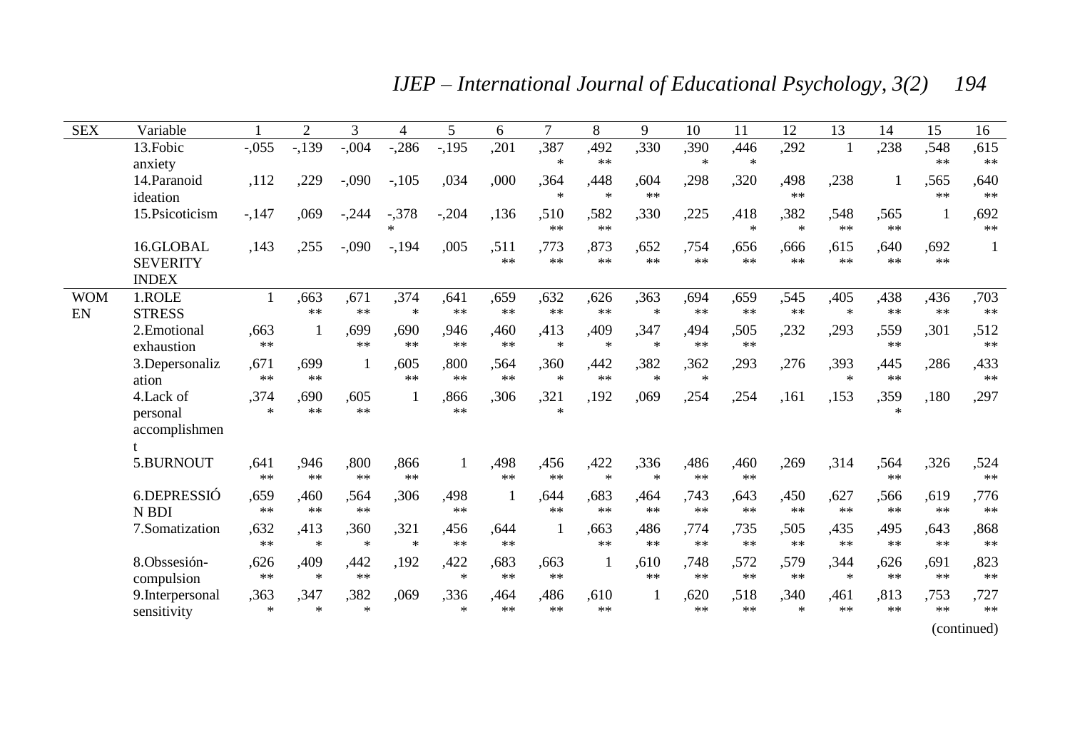| SEX | Variable | 1 | 2 | 3 | 4 | 5 | 6 | 7 | 8 | 9 | 10 | 11 | 12 | 13 | 14 | 15 | 16 |
|---|---|---|---|---|---|---|---|---|---|---|---|---|---|---|---|---|---|
| | 13.Fobic anxiety | -,055 | -,139 | -,004 | -,286 | -,195 | ,201 | ,387* | ,492** | ,330 | ,390* | ,446* | ,292 | 1 | ,238 | ,548** | ,615** |
| | 14.Paranoid ideation | ,112 | ,229 | -,090 | -,105 | ,034 | ,000 | ,364* | ,448* | ,604** | ,298 | ,320 | ,498** | ,238 | 1 | ,565** | ,640** |
| | 15.Psicoticism | -,147 | ,069 | -,244 | -,378* | -,204 | ,136 | ,510** | ,582** | ,330 | ,225 | ,418* | ,382* | ,548** | ,565** | 1 | ,692** |
| | 16.GLOBAL SEVERITY INDEX | ,143 | ,255 | -,090 | -,194 | ,005 | ,511** | ,773** | ,873** | ,652** | ,754** | ,656** | ,666** | ,615** | ,640** | ,692** | 1 |
| WOMEN | 1.ROLE STRESS | 1 | ,663** | ,671** | ,374* | ,641** | ,659** | ,632** | ,626** | ,363* | ,694** | ,659** | ,545** | ,405* | ,438** | ,436** | ,703** |
| | 2.Emotional exhaustion | ,663** | 1 | ,699** | ,690** | ,946** | ,460** | ,413* | ,409* | ,347* | ,494** | ,505** | ,232 | ,293 | ,559** | ,301 | ,512** |
| | 3.Depersonalization | ,671** | ,699** | 1 | ,605** | ,800** | ,564** | ,360* | ,442** | ,382* | ,362* | ,293 | ,276 | ,393* | ,445** | ,286 | ,433** |
| | 4.Lack of personal accomplishment | ,374* | ,690** | ,605** | 1 | ,866** | ,306 | ,321* | ,192 | ,069 | ,254 | ,254 | ,161 | ,153 | ,359* | ,180 | ,297 |
| | 5.BURNOUT | ,641** | ,946** | ,800** | ,866** | 1 | ,498** | ,456** | ,422* | ,336* | ,486** | ,460** | ,269 | ,314 | ,564** | ,326 | ,524** |
| | 6.DEPRESSIÓN BDI | ,659** | ,460** | ,564** | ,306 | ,498** | 1 | ,644** | ,683** | ,464** | ,743** | ,643** | ,450** | ,627** | ,566** | ,619** | ,776** |
| | 7.Somatization | ,632** | ,413* | ,360* | ,321* | ,456** | ,644** | 1 | ,663** | ,486** | ,774** | ,735** | ,505** | ,435** | ,495** | ,643** | ,868** |
| | 8.Obssesión-compulsion | ,626** | ,409* | ,442** | ,192 | ,422* | ,683** | ,663** | 1 | ,610** | ,748** | ,572** | ,579** | ,344* | ,626** | ,691** | ,823** |
| | 9.Interpersonal sensitivity | ,363* | ,347* | ,382* | ,069 | ,336* | ,464** | ,486** | ,610** | 1 | ,620** | ,518** | ,340* | ,461** | ,813** | ,753** | ,727** |

(continued)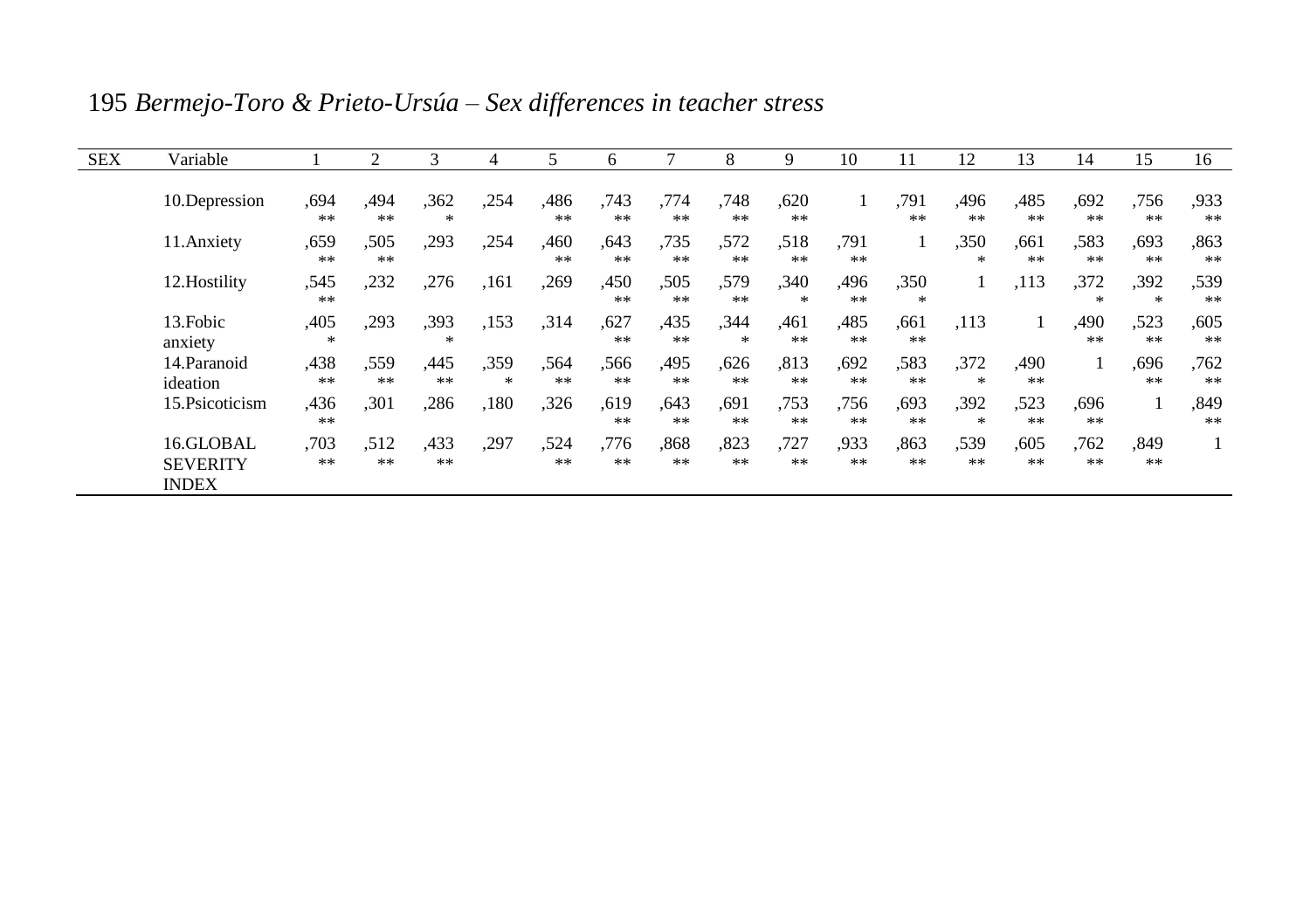| SEX | Variable | 1 | 2 | 3 | 4 | 5 | 6 | 7 | 8 | 9 | 10 | 11 | 12 | 13 | 14 | 15 | 16 |
|---|---|---|---|---|---|---|---|---|---|---|---|---|---|---|---|---|---|
| | 10.Depression | ,694** | ,494** | ,362* | ,254 | ,486** | ,743** | ,774** | ,748** | ,620** | 1 | ,791** | ,496** | ,485** | ,692** | ,756** | ,933** |
| | 11.Anxiety | ,659** | ,505** | ,293 | ,254 | ,460** | ,643** | ,735** | ,572** | ,518** | ,791** | 1 | ,350* | ,661** | ,583** | ,693** | ,863** |
| | 12.Hostility | ,545** | ,232 | ,276 | ,161 | ,269 | ,450** | ,505** | ,579** | ,340* | ,496** | ,350* | 1 | ,113 | ,372* | ,392* | ,539** |
| | 13.Fobic anxiety | ,405* | ,293 | ,393* | ,153 | ,314 | ,627** | ,435** | ,344* | ,461** | ,485** | ,661** | ,113 | 1 | ,490** | ,523** | ,605** |
| | 14.Paranoid ideation | ,438** | ,559** | ,445** | ,359* | ,564** | ,566** | ,495** | ,626** | ,813** | ,692** | ,583** | ,372* | ,490** | 1 | ,696** | ,762** |
| | 15.Psicoticism | ,436** | ,301 | ,286 | ,180 | ,326 | ,619** | ,643** | ,691** | ,753** | ,756** | ,693** | ,392* | ,523** | ,696** | 1 | ,849** |
| | 16.GLOBAL SEVERITY INDEX | ,703** | ,512** | ,433** | ,297 | ,524** | ,776** | ,868** | ,823** | ,727** | ,933** | ,863** | ,539** | ,605** | ,762** | ,849** | 1 |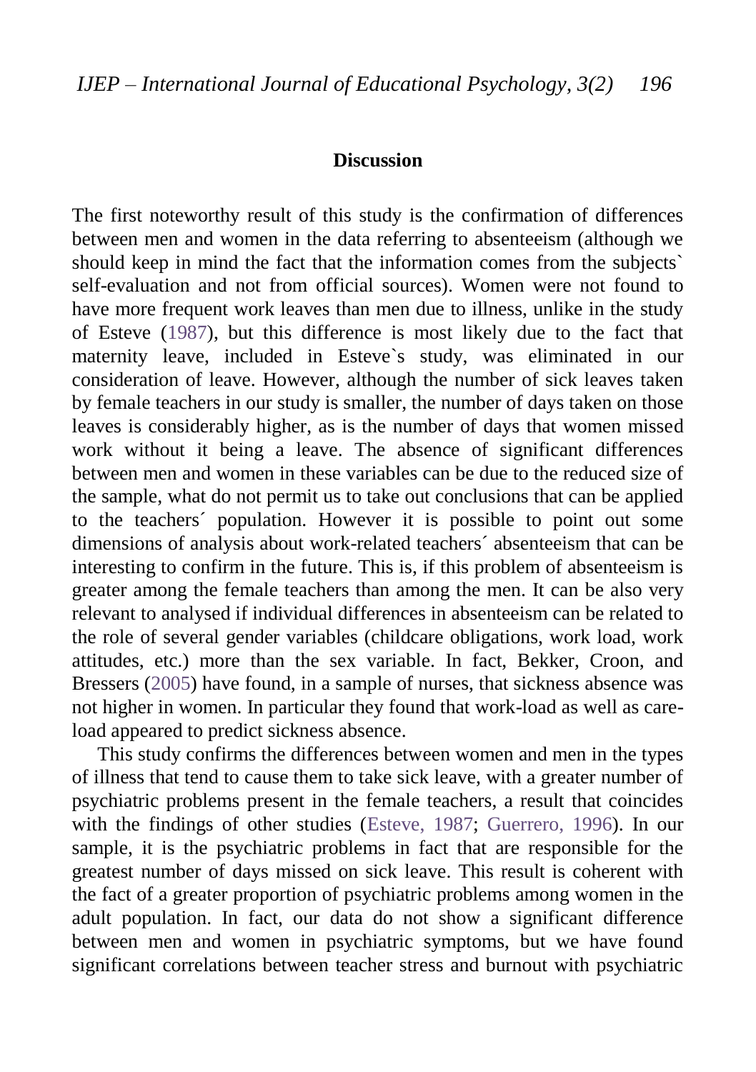## Discussion

The first noteworthy result of this study is the confirmation of differences between men and women in the data referring to absenteeism (although we should keep in mind the fact that the information comes from the subjects` self-evaluation and not from official sources). Women were not found to have more frequent work leaves than men due to illness, unlike in the study of Esteve (1987), but this difference is most likely due to the fact that maternity leave, included in Esteve`s study, was eliminated in our consideration of leave. However, although the number of sick leaves taken by female teachers in our study is smaller, the number of days taken on those leaves is considerably higher, as is the number of days that women missed work without it being a leave. The absence of significant differences between men and women in these variables can be due to the reduced size of the sample, what do not permit us to take out conclusions that can be applied to the teachers´ population. However it is possible to point out some dimensions of analysis about work-related teachers´ absenteeism that can be interesting to confirm in the future. This is, if this problem of absenteeism is greater among the female teachers than among the men. It can be also very relevant to analysed if individual differences in absenteeism can be related to the role of several gender variables (childcare obligations, work load, work attitudes, etc.) more than the sex variable. In fact, Bekker, Croon, and Bressers (2005) have found, in a sample of nurses, that sickness absence was not higher in women. In particular they found that work-load as well as care-load appeared to predict sickness absence.

This study confirms the differences between women and men in the types of illness that tend to cause them to take sick leave, with a greater number of psychiatric problems present in the female teachers, a result that coincides with the findings of other studies (Esteve, 1987; Guerrero, 1996). In our sample, it is the psychiatric problems in fact that are responsible for the greatest number of days missed on sick leave. This result is coherent with the fact of a greater proportion of psychiatric problems among women in the adult population. In fact, our data do not show a significant difference between men and women in psychiatric symptoms, but we have found significant correlations between teacher stress and burnout with psychiatric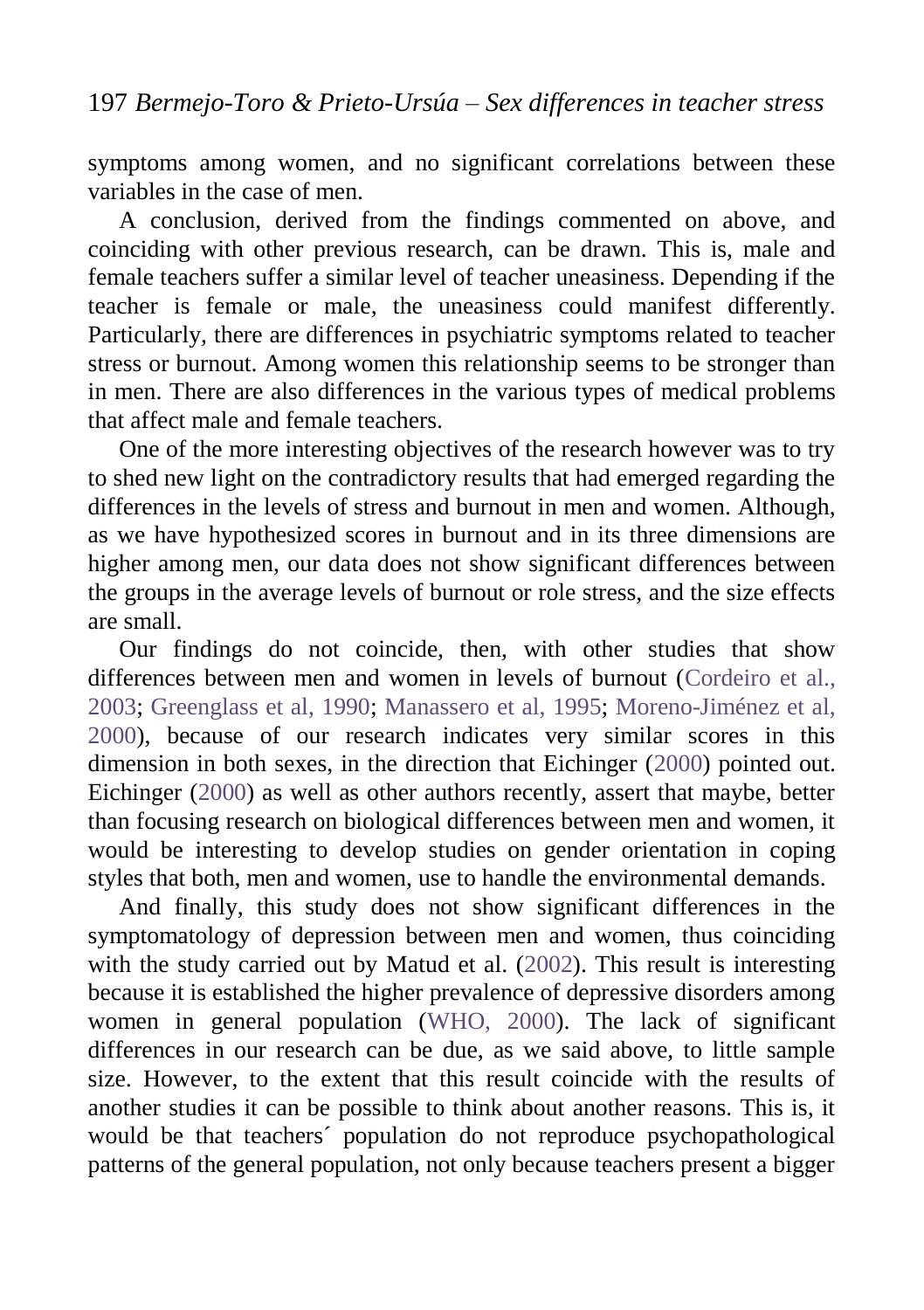symptoms among women, and no significant correlations between these variables in the case of men.

A conclusion, derived from the findings commented on above, and coinciding with other previous research, can be drawn. This is, male and female teachers suffer a similar level of teacher uneasiness. Depending if the teacher is female or male, the uneasiness could manifest differently. Particularly, there are differences in psychiatric symptoms related to teacher stress or burnout. Among women this relationship seems to be stronger than in men. There are also differences in the various types of medical problems that affect male and female teachers.

One of the more interesting objectives of the research however was to try to shed new light on the contradictory results that had emerged regarding the differences in the levels of stress and burnout in men and women. Although, as we have hypothesized scores in burnout and in its three dimensions are higher among men, our data does not show significant differences between the groups in the average levels of burnout or role stress, and the size effects are small.

Our findings do not coincide, then, with other studies that show differences between men and women in levels of burnout (Cordeiro et al., 2003; Greenglass et al, 1990; Manassero et al, 1995; Moreno-Jiménez et al, 2000), because of our research indicates very similar scores in this dimension in both sexes, in the direction that Eichinger (2000) pointed out. Eichinger (2000) as well as other authors recently, assert that maybe, better than focusing research on biological differences between men and women, it would be interesting to develop studies on gender orientation in coping styles that both, men and women, use to handle the environmental demands.

And finally, this study does not show significant differences in the symptomatology of depression between men and women, thus coinciding with the study carried out by Matud et al. (2002). This result is interesting because it is established the higher prevalence of depressive disorders among women in general population (WHO, 2000). The lack of significant differences in our research can be due, as we said above, to little sample size. However, to the extent that this result coincide with the results of another studies it can be possible to think about another reasons. This is, it would be that teachers´ population do not reproduce psychopathological patterns of the general population, not only because teachers present a bigger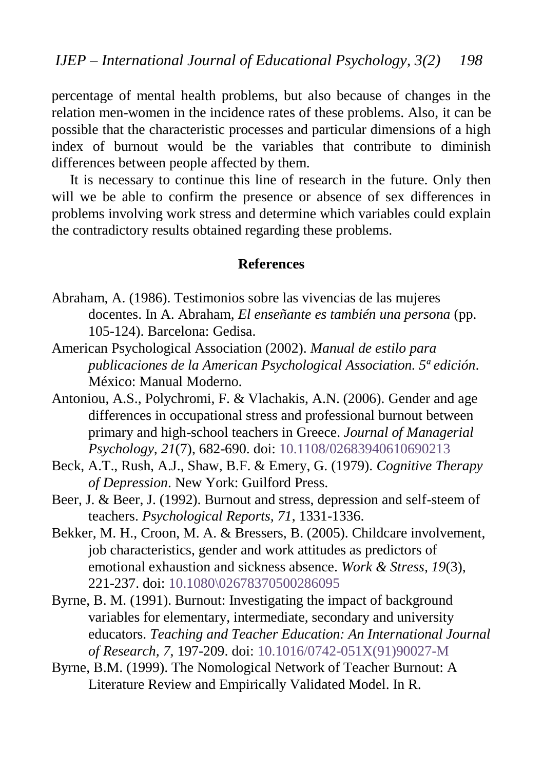percentage of mental health problems, but also because of changes in the relation men-women in the incidence rates of these problems. Also, it can be possible that the characteristic processes and particular dimensions of a high index of burnout would be the variables that contribute to diminish differences between people affected by them.

It is necessary to continue this line of research in the future. Only then will we be able to confirm the presence or absence of sex differences in problems involving work stress and determine which variables could explain the contradictory results obtained regarding these problems.

## References

Abraham, A. (1986). Testimonios sobre las vivencias de las mujeres docentes. In A. Abraham, *El enseñante es también una persona* (pp. 105-124). Barcelona: Gedisa.

American Psychological Association (2002). *Manual de estilo para publicaciones de la American Psychological Association. 5ª edición*. México: Manual Moderno.

Antoniou, A.S., Polychromi, F. & Vlachakis, A.N. (2006). Gender and age differences in occupational stress and professional burnout between primary and high-school teachers in Greece. *Journal of Managerial Psychology, 21*(7), 682-690. doi: 10.1108/02683940610690213

Beck, A.T., Rush, A.J., Shaw, B.F. & Emery, G. (1979). *Cognitive Therapy of Depression*. New York: Guilford Press.

Beer, J. & Beer, J. (1992). Burnout and stress, depression and self-steem of teachers. *Psychological Reports, 71*, 1331-1336.

Bekker, M. H., Croon, M. A. & Bressers, B. (2005). Childcare involvement, job characteristics, gender and work attitudes as predictors of emotional exhaustion and sickness absence. *Work & Stress, 19*(3), 221-237. doi: 10.1080\02678370500286095

Byrne, B. M. (1991). Burnout: Investigating the impact of background variables for elementary, intermediate, secondary and university educators. *Teaching and Teacher Education: An International Journal of Research, 7*, 197-209. doi: 10.1016/0742-051X(91)90027-M

Byrne, B.M. (1999). The Nomological Network of Teacher Burnout: A Literature Review and Empirically Validated Model. In R.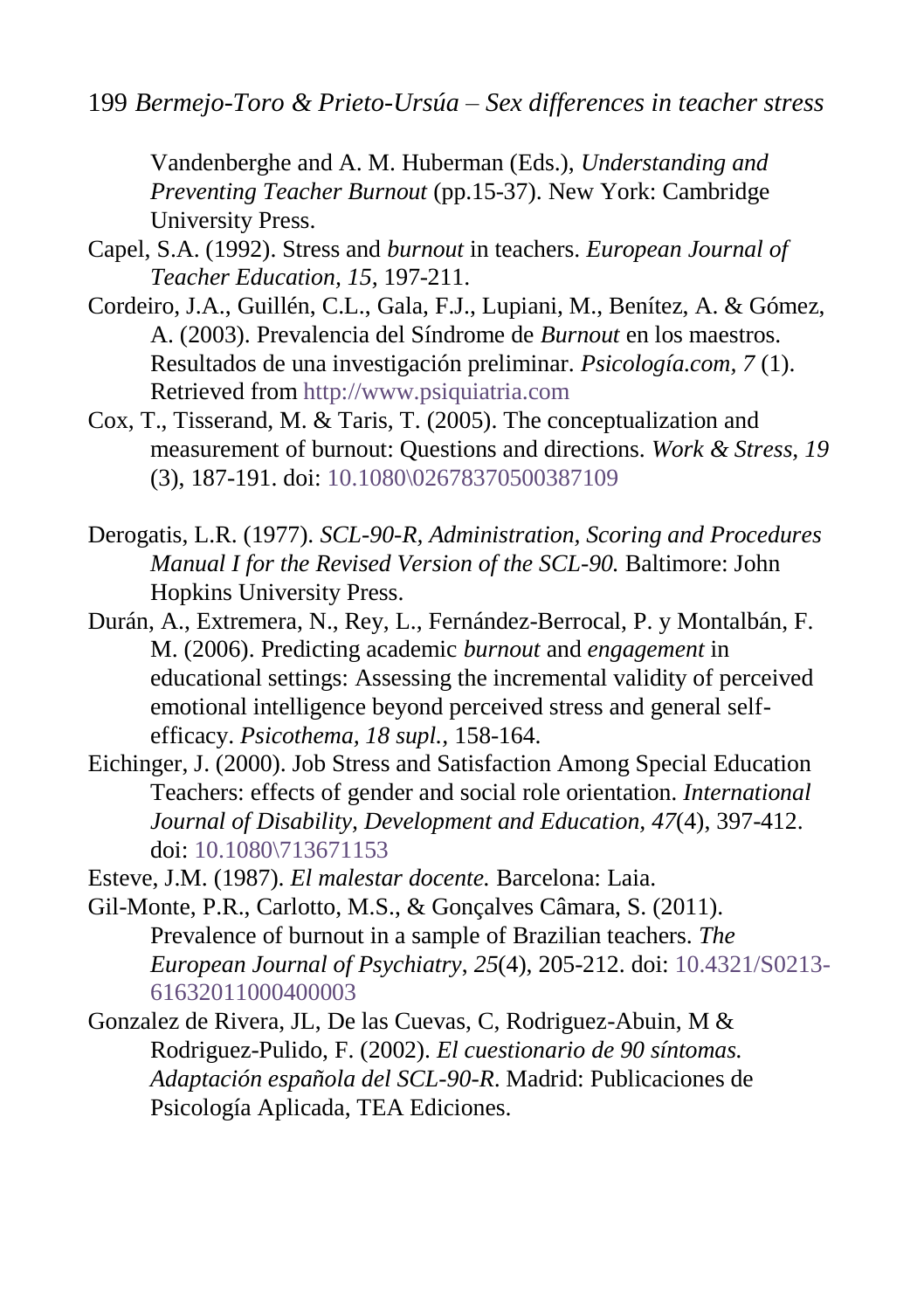Vandenberghe and A. M. Huberman (Eds.), *Understanding and Preventing Teacher Burnout* (pp.15-37). New York: Cambridge University Press.

Capel, S.A. (1992). Stress and *burnout* in teachers. *European Journal of Teacher Education, 15,* 197-211.

Cordeiro, J.A., Guillén, C.L., Gala, F.J., Lupiani, M., Benítez, A. & Gómez, A. (2003). Prevalencia del Síndrome de *Burnout* en los maestros. Resultados de una investigación preliminar. *Psicología.com, 7* (1). Retrieved from http://www.psiquiatria.com

Cox, T., Tisserand, M. & Taris, T. (2005). The conceptualization and measurement of burnout: Questions and directions. *Work & Stress, 19* (3), 187-191. doi: 10.1080\02678370500387109

Derogatis, L.R. (1977). *SCL-90-R, Administration, Scoring and Procedures Manual I for the Revised Version of the SCL-90.* Baltimore: John Hopkins University Press.

Durán, A., Extremera, N., Rey, L., Fernández-Berrocal, P. y Montalbán, F. M. (2006). Predicting academic *burnout* and *engagement* in educational settings: Assessing the incremental validity of perceived emotional intelligence beyond perceived stress and general self-efficacy. *Psicothema, 18 supl.,* 158-164.

Eichinger, J. (2000). Job Stress and Satisfaction Among Special Education Teachers: effects of gender and social role orientation. *International Journal of Disability, Development and Education, 47*(4), 397-412. doi: 10.1080\713671153

Esteve, J.M. (1987). *El malestar docente.* Barcelona: Laia.

Gil-Monte, P.R., Carlotto, M.S., & Gonçalves Câmara, S. (2011). Prevalence of burnout in a sample of Brazilian teachers. *The European Journal of Psychiatry, 25*(4), 205-212. doi: 10.4321/S0213-61632011000400003

Gonzalez de Rivera, JL, De las Cuevas, C, Rodriguez-Abuin, M & Rodriguez-Pulido, F. (2002). *El cuestionario de 90 síntomas. Adaptación española del SCL-90-R*. Madrid: Publicaciones de Psicología Aplicada, TEA Ediciones.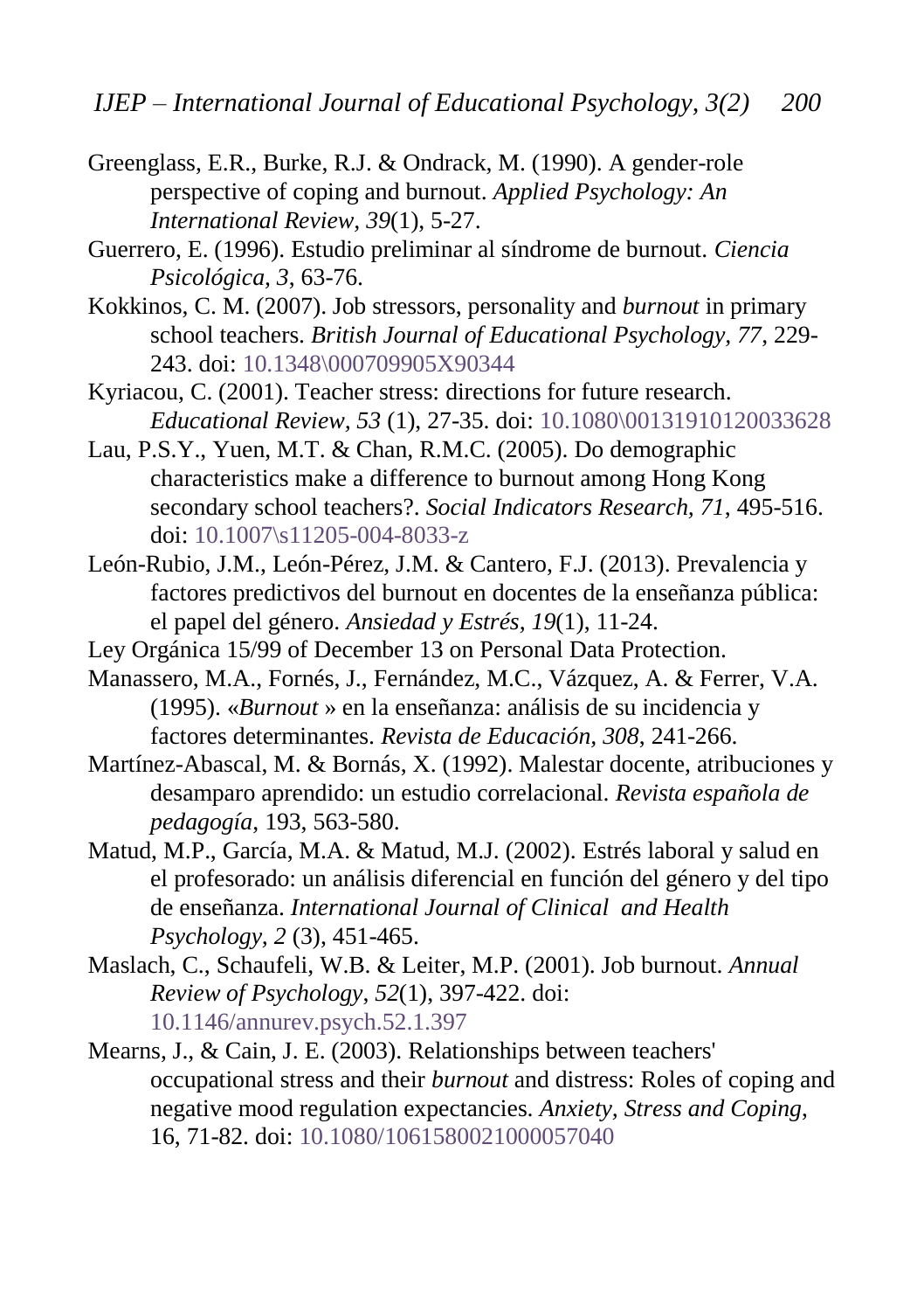Greenglass, E.R., Burke, R.J. & Ondrack, M. (1990). A gender-role perspective of coping and burnout. *Applied Psychology: An International Review, 39*(1), 5-27.

Guerrero, E. (1996). Estudio preliminar al síndrome de burnout. *Ciencia Psicológica, 3,* 63-76.

Kokkinos, C. M. (2007). Job stressors, personality and *burnout* in primary school teachers. *British Journal of Educational Psychology, 77,* 229-243. doi: 10.1348\000709905X90344

Kyriacou, C. (2001). Teacher stress: directions for future research. *Educational Review, 53* (1), 27-35. doi: 10.1080\00131910120033628

Lau, P.S.Y., Yuen, M.T. & Chan, R.M.C. (2005). Do demographic characteristics make a difference to burnout among Hong Kong secondary school teachers?. *Social Indicators Research, 71*, 495-516. doi: 10.1007\s11205-004-8033-z

León-Rubio, J.M., León-Pérez, J.M. & Cantero, F.J. (2013). Prevalencia y factores predictivos del burnout en docentes de la enseñanza pública: el papel del género. *Ansiedad y Estrés, 19*(1), 11-24.

Ley Orgánica 15/99 of December 13 on Personal Data Protection.

Manassero, M.A., Fornés, J., Fernández, M.C., Vázquez, A. & Ferrer, V.A. (1995). «*Burnout* » en la enseñanza: análisis de su incidencia y factores determinantes. *Revista de Educación, 308*, 241-266.

Martínez-Abascal, M. & Bornás, X. (1992). Malestar docente, atribuciones y desamparo aprendido: un estudio correlacional. *Revista española de pedagogía*, 193, 563-580.

Matud, M.P., García, M.A. & Matud, M.J. (2002). Estrés laboral y salud en el profesorado: un análisis diferencial en función del género y del tipo de enseñanza. *International Journal of Clinical and Health Psychology, 2* (3), 451-465.

Maslach, C., Schaufeli, W.B. & Leiter, M.P. (2001). Job burnout. *Annual Review of Psychology, 52*(1), 397-422. doi: 10.1146/annurev.psych.52.1.397

Mearns, J., & Cain, J. E. (2003). Relationships between teachers' occupational stress and their *burnout* and distress: Roles of coping and negative mood regulation expectancies. *Anxiety, Stress and Coping*, 16, 71-82. doi: 10.1080/1061580021000057040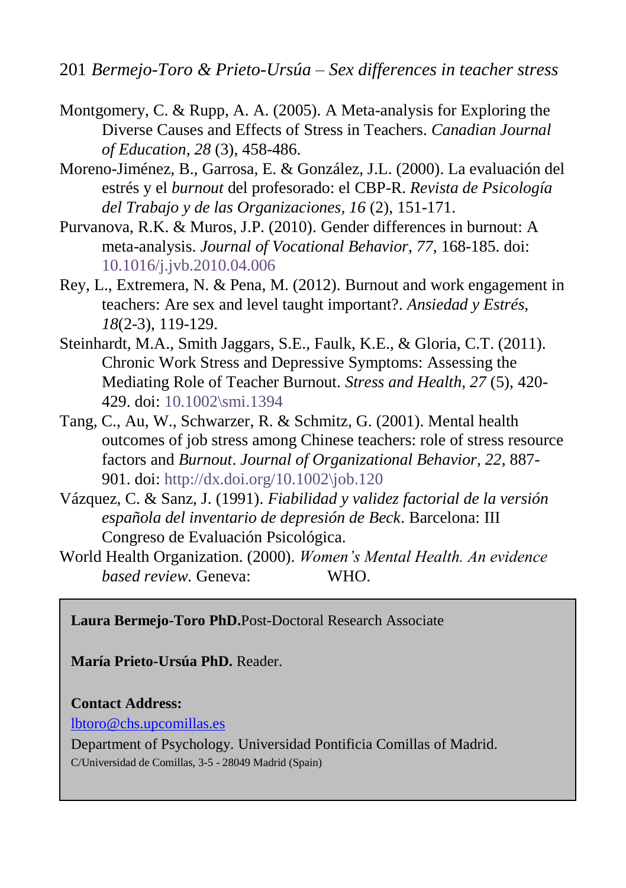Montgomery, C. & Rupp, A. A. (2005). A Meta-analysis for Exploring the Diverse Causes and Effects of Stress in Teachers. *Canadian Journal of Education*, *28* (3), 458-486.

Moreno-Jiménez, B., Garrosa, E. & González, J.L. (2000). La evaluación del estrés y el *burnout* del profesorado: el CBP-R. *Revista de Psicología del Trabajo y de las Organizaciones*, *16* (2), 151-171.

Purvanova, R.K. & Muros, J.P. (2010). Gender differences in burnout: A meta-analysis. *Journal of Vocational Behavior, 77,* 168-185. doi: 10.1016/j.jvb.2010.04.006

Rey, L., Extremera, N. & Pena, M. (2012). Burnout and work engagement in teachers: Are sex and level taught important?. *Ansiedad y Estrés, 18*(2-3), 119-129.

Steinhardt, M.A., Smith Jaggars, S.E., Faulk, K.E., & Gloria, C.T. (2011). Chronic Work Stress and Depressive Symptoms: Assessing the Mediating Role of Teacher Burnout. *Stress and Health, 27* (5), 420-429. doi: 10.1002\smi.1394

Tang, C., Au, W., Schwarzer, R. & Schmitz, G. (2001). Mental health outcomes of job stress among Chinese teachers: role of stress resource factors and *Burnout*. *Journal of Organizational Behavior*, *22*, 887-901. doi: http://dx.doi.org/10.1002\job.120

Vázquez, C. & Sanz, J. (1991). *Fiabilidad y validez factorial de la versión española del inventario de depresión de Beck*. Barcelona: III Congreso de Evaluación Psicológica.

World Health Organization. (2000). *Women's Mental Health. An evidence based review.* Geneva: WHO.

**Laura Bermejo-Toro PhD.** Post-Doctoral Research Associate

**María Prieto-Ursúa PhD.** Reader.

**Contact Address:**

lbtoro@chs.upcomillas.es

Department of Psychology. Universidad Pontificia Comillas of Madrid.

C/Universidad de Comillas, 3-5 - 28049 Madrid (Spain)